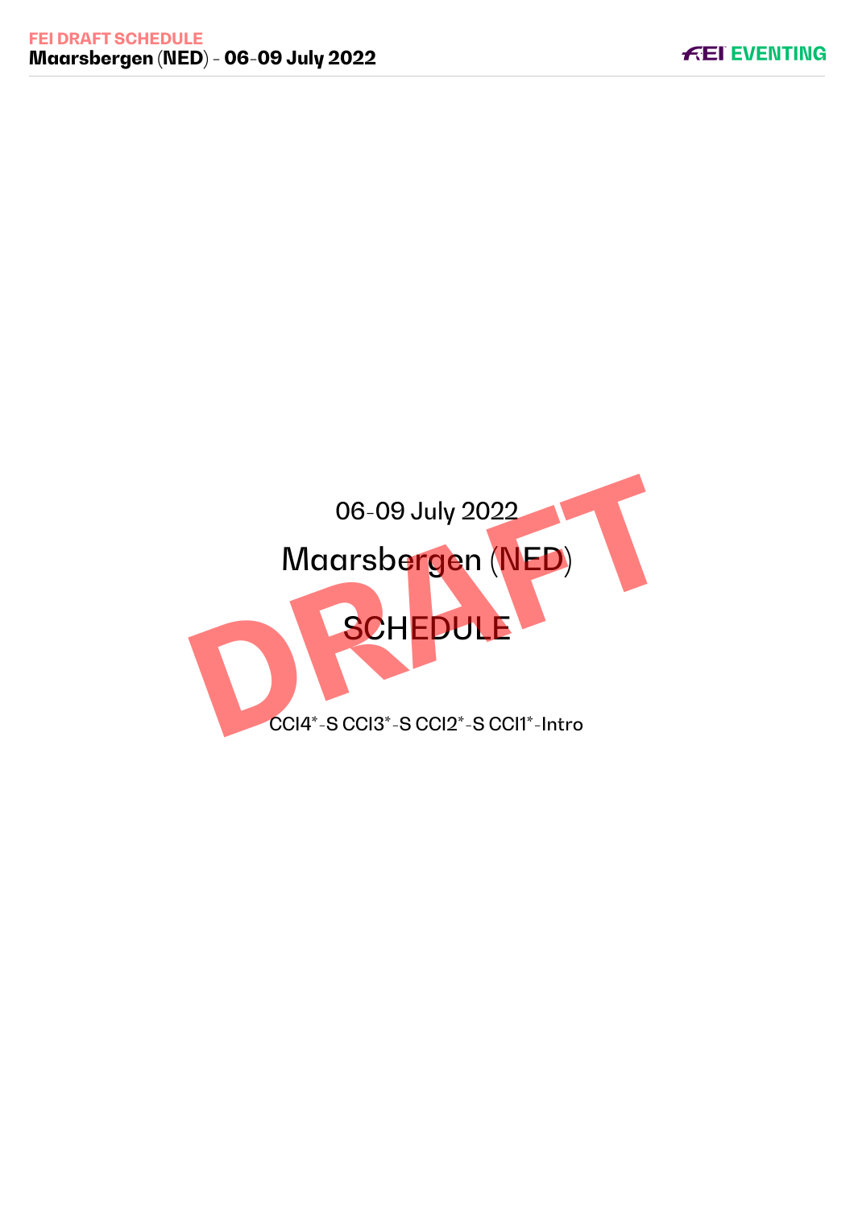06-09 July 2022

# Maarsbergen (NED)

# SCHEDULE

CCI4*-S CCI3*-S CCI2*-S CCI1*-Intro

DRAFT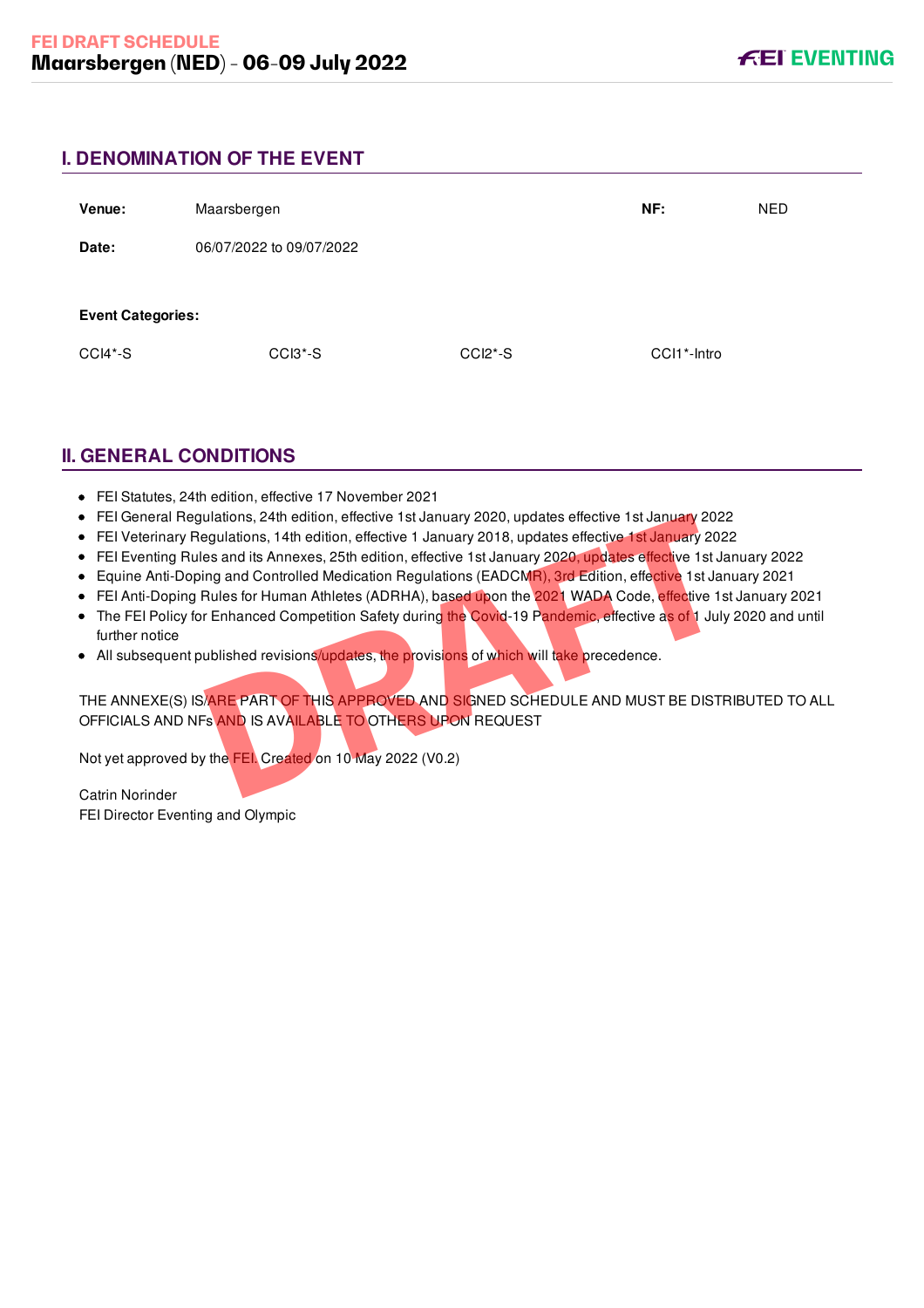## I. DENOMINATION OF THE EVENT

| | | | |
|---|---|---|---|
| **Venue:** | Maarsbergen | **NF:** | NED |
| **Date:** | 06/07/2022 to 09/07/2022 | | |

**Event Categories:**

| | | | |
|---|---|---|---|
| CCI4*-S | CCI3*-S | CCI2*-S | CCI1*-Intro |

## II. GENERAL CONDITIONS

- FEI Statutes, 24th edition, effective 17 November 2021
- FEI General Regulations, 24th edition, effective 1st January 2020, updates effective 1st January 2022
- FEI Veterinary Regulations, 14th edition, effective 1 January 2018, updates effective 1st January 2022
- FEI Eventing Rules and its Annexes, 25th edition, effective 1st January 2020, updates effective 1st January 2022
- Equine Anti-Doping and Controlled Medication Regulations (EADCMR), 3rd Edition, effective 1st January 2021
- FEI Anti-Doping Rules for Human Athletes (ADRHA), based upon the 2021 WADA Code, effective 1st January 2021
- The FEI Policy for Enhanced Competition Safety during the Covid-19 Pandemic, effective as of 1 July 2020 and until further notice
- All subsequent published revisions/updates, the provisions of which will take precedence.

THE ANNEXE(S) IS/ARE PART OF THIS APPROVED AND SIGNED SCHEDULE AND MUST BE DISTRIBUTED TO ALL OFFICIALS AND NFs AND IS AVAILABLE TO OTHERS UPON REQUEST

Not yet approved by the FEI. Created on 10 May 2022 (V0.2)

Catrin Norinder
FEI Director Eventing and Olympic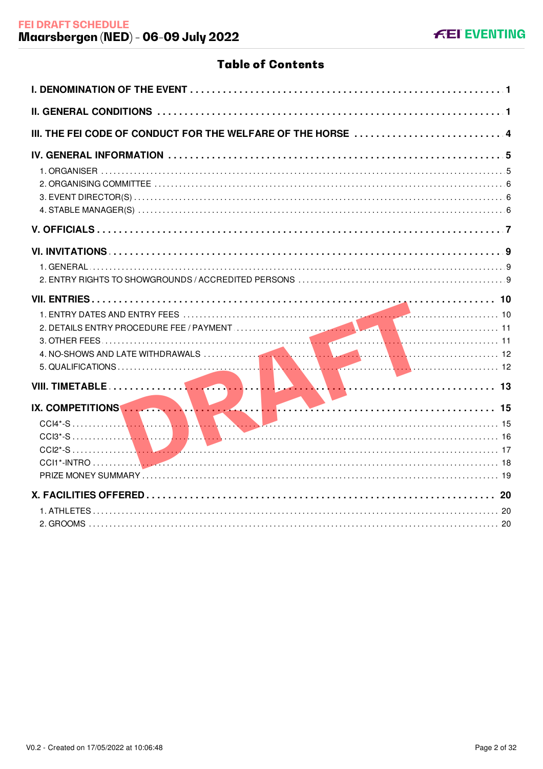# Table of Contents

- I. DENOMINATION OF THE EVENT ..... 1
- II. GENERAL CONDITIONS ..... 1
- III. THE FEI CODE OF CONDUCT FOR THE WELFARE OF THE HORSE ..... 4
- IV. GENERAL INFORMATION ..... 5
  - 1. ORGANISER ..... 5
  - 2. ORGANISING COMMITTEE ..... 6
  - 3. EVENT DIRECTOR(S) ..... 6
  - 4. STABLE MANAGER(S) ..... 6
- V. OFFICIALS ..... 7
- VI. INVITATIONS ..... 9
  - 1. GENERAL ..... 9
  - 2. ENTRY RIGHTS TO SHOWGROUNDS / ACCREDITED PERSONS ..... 9
- VII. ENTRIES ..... 10
  - 1. ENTRY DATES AND ENTRY FEES ..... 10
  - 2. DETAILS ENTRY PROCEDURE FEE / PAYMENT ..... 11
  - 3. OTHER FEES ..... 11
  - 4. NO-SHOWS AND LATE WITHDRAWALS ..... 12
  - 5. QUALIFICATIONS ..... 12
- VIII. TIMETABLE ..... 13
- IX. COMPETITIONS ..... 15
  - CCI4*-S ..... 15
  - CCI3*-S ..... 16
  - CCI2*-S ..... 17
  - CCI1*-INTRO ..... 18
  - PRIZE MONEY SUMMARY ..... 19
- X. FACILITIES OFFERED ..... 20
  - 1. ATHLETES ..... 20
  - 2. GROOMS ..... 20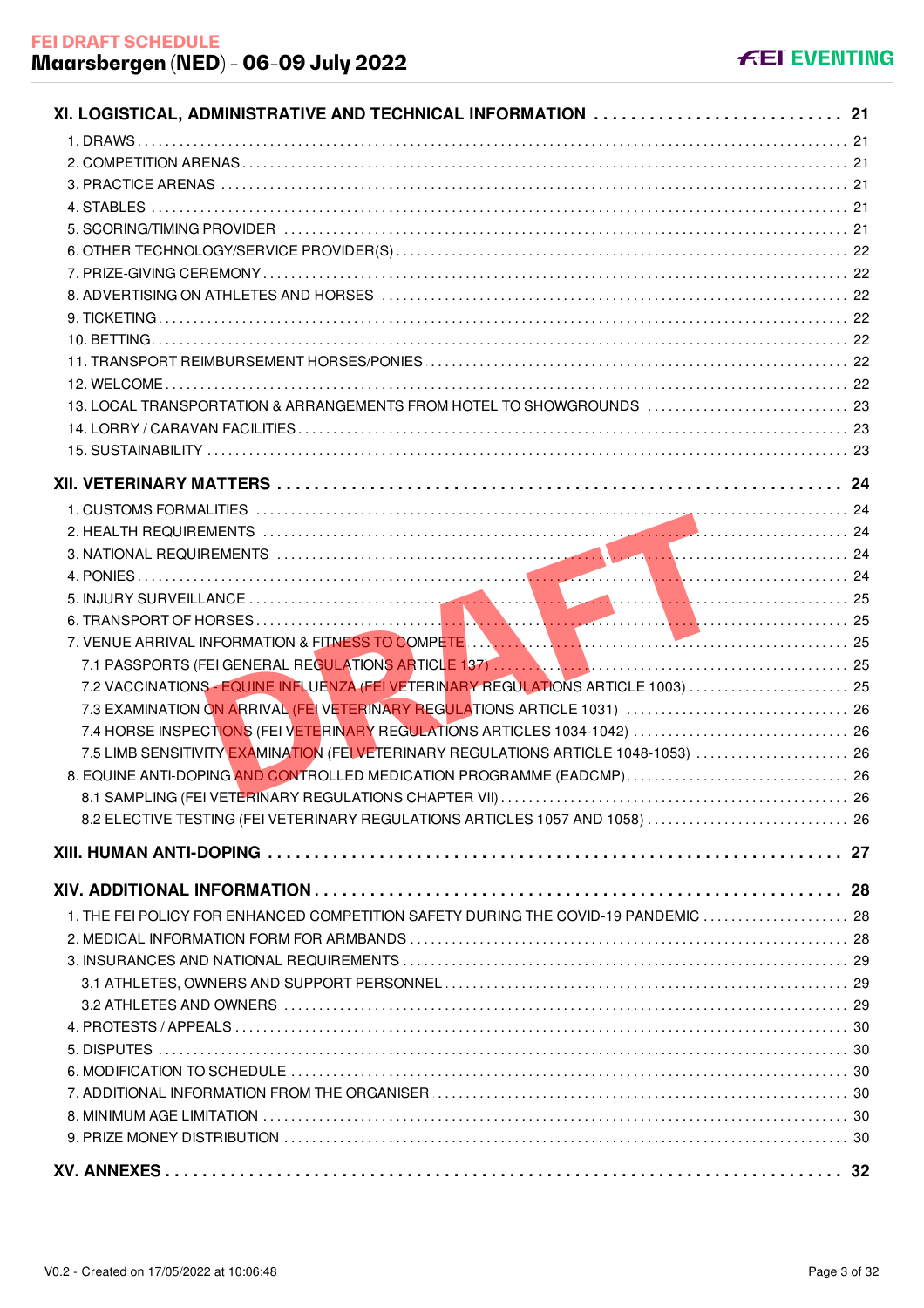XI. LOGISTICAL, ADMINISTRATIVE AND TECHNICAL INFORMATION .......................... 21

1. DRAWS .......................... 21
2. COMPETITION ARENAS .......................... 21
3. PRACTICE ARENAS .......................... 21
4. STABLES .......................... 21
5. SCORING/TIMING PROVIDER .......................... 21
6. OTHER TECHNOLOGY/SERVICE PROVIDER(S) .......................... 22
7. PRIZE-GIVING CEREMONY .......................... 22
8. ADVERTISING ON ATHLETES AND HORSES .......................... 22
9. TICKETING .......................... 22
10. BETTING .......................... 22
11. TRANSPORT REIMBURSEMENT HORSES/PONIES .......................... 22
12. WELCOME .......................... 22
13. LOCAL TRANSPORTATION & ARRANGEMENTS FROM HOTEL TO SHOWGROUNDS .......................... 23
14. LORRY / CARAVAN FACILITIES .......................... 23
15. SUSTAINABILITY .......................... 23

XII. VETERINARY MATTERS .......................... 24

1. CUSTOMS FORMALITIES .......................... 24
2. HEALTH REQUIREMENTS .......................... 24
3. NATIONAL REQUIREMENTS .......................... 24
4. PONIES .......................... 24
5. INJURY SURVEILLANCE .......................... 25
6. TRANSPORT OF HORSES .......................... 25
7. VENUE ARRIVAL INFORMATION & FITNESS TO COMPETE .......................... 25
   - 7.1 PASSPORTS (FEI GENERAL REGULATIONS ARTICLE 137) .......................... 25
   - 7.2 VACCINATIONS - EQUINE INFLUENZA (FEI VETERINARY REGULATIONS ARTICLE 1003) .......................... 25
   - 7.3 EXAMINATION ON ARRIVAL (FEI VETERINARY REGULATIONS ARTICLE 1031) .......................... 26
   - 7.4 HORSE INSPECTIONS (FEI VETERINARY REGULATIONS ARTICLES 1034-1042) .......................... 26
   - 7.5 LIMB SENSITIVITY EXAMINATION (FEI VETERINARY REGULATIONS ARTICLE 1048-1053) .......................... 26
8. EQUINE ANTI-DOPING AND CONTROLLED MEDICATION PROGRAMME (EADCMP) .......................... 26
   - 8.1 SAMPLING (FEI VETERINARY REGULATIONS CHAPTER VII) .......................... 26
   - 8.2 ELECTIVE TESTING (FEI VETERINARY REGULATIONS ARTICLES 1057 AND 1058) .......................... 26

XIII. HUMAN ANTI-DOPING .......................... 27

XIV. ADDITIONAL INFORMATION .......................... 28

1. THE FEI POLICY FOR ENHANCED COMPETITION SAFETY DURING THE COVID-19 PANDEMIC .......................... 28
2. MEDICAL INFORMATION FORM FOR ARMBANDS .......................... 28
3. INSURANCES AND NATIONAL REQUIREMENTS .......................... 29
   - 3.1 ATHLETES, OWNERS AND SUPPORT PERSONNEL .......................... 29
   - 3.2 ATHLETES AND OWNERS .......................... 29
4. PROTESTS / APPEALS .......................... 30
5. DISPUTES .......................... 30
6. MODIFICATION TO SCHEDULE .......................... 30
7. ADDITIONAL INFORMATION FROM THE ORGANISER .......................... 30
8. MINIMUM AGE LIMITATION .......................... 30
9. PRIZE MONEY DISTRIBUTION .......................... 30

XV. ANNEXES .......................... 32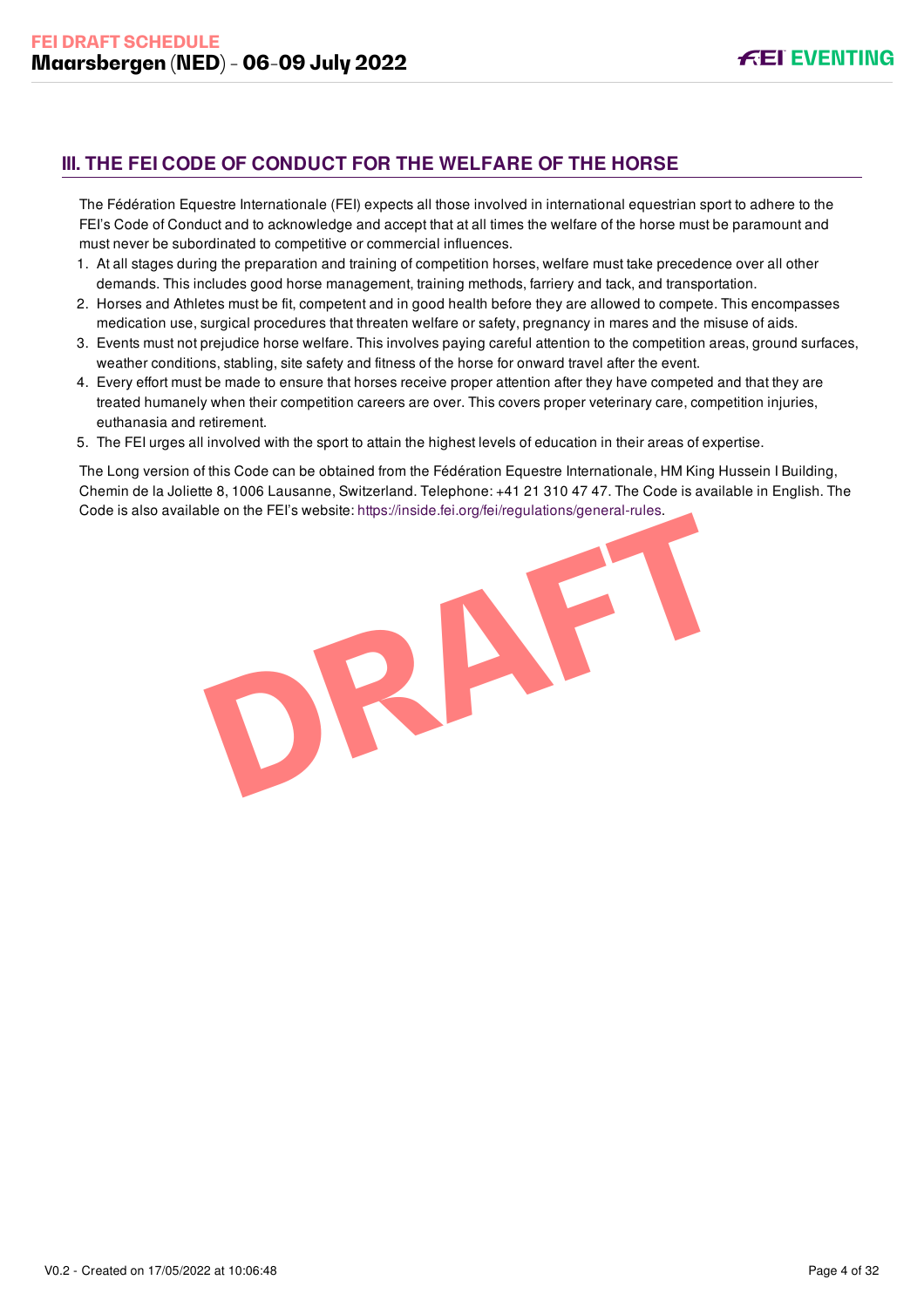## III. THE FEI CODE OF CONDUCT FOR THE WELFARE OF THE HORSE

The Fédération Equestre Internationale (FEI) expects all those involved in international equestrian sport to adhere to the FEI's Code of Conduct and to acknowledge and accept that at all times the welfare of the horse must be paramount and must never be subordinated to competitive or commercial influences.

1. At all stages during the preparation and training of competition horses, welfare must take precedence over all other demands. This includes good horse management, training methods, farriery and tack, and transportation.
2. Horses and Athletes must be fit, competent and in good health before they are allowed to compete. This encompasses medication use, surgical procedures that threaten welfare or safety, pregnancy in mares and the misuse of aids.
3. Events must not prejudice horse welfare. This involves paying careful attention to the competition areas, ground surfaces, weather conditions, stabling, site safety and fitness of the horse for onward travel after the event.
4. Every effort must be made to ensure that horses receive proper attention after they have competed and that they are treated humanely when their competition careers are over. This covers proper veterinary care, competition injuries, euthanasia and retirement.
5. The FEI urges all involved with the sport to attain the highest levels of education in their areas of expertise.

The Long version of this Code can be obtained from the Fédération Equestre Internationale, HM King Hussein I Building, Chemin de la Joliette 8, 1006 Lausanne, Switzerland. Telephone: +41 21 310 47 47. The Code is available in English. The Code is also available on the FEI's website: https://inside.fei.org/fei/regulations/general-rules.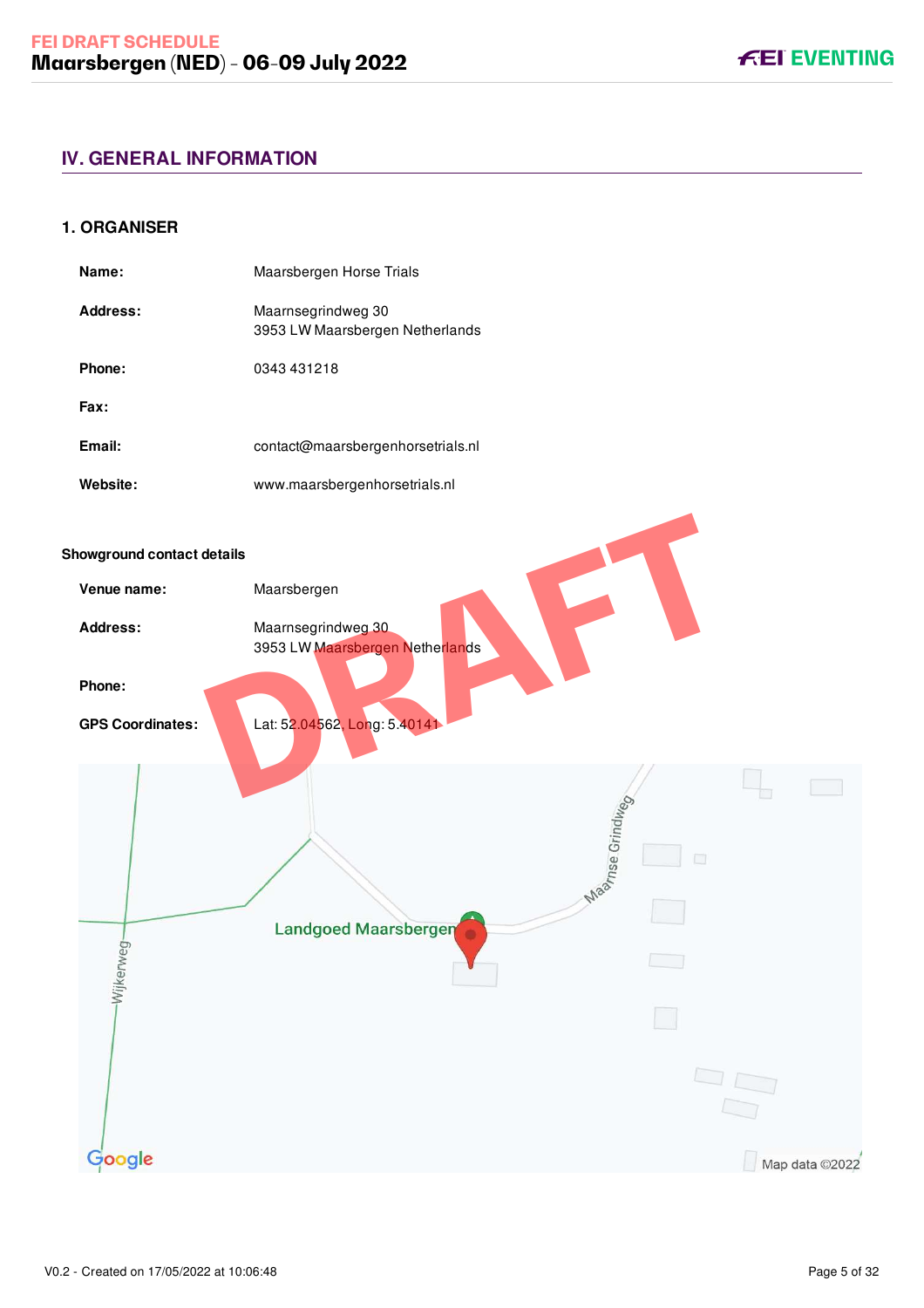## IV. GENERAL INFORMATION

### 1. ORGANISER

**Name:** Maarsbergen Horse Trials

**Address:** Maarnsegrindweg 30
3953 LW Maarsbergen Netherlands

**Phone:** 0343 431218

**Fax:**

**Email:** contact@maarsbergenhorsetrials.nl

**Website:** www.maarsbergenhorsetrials.nl

**Showground contact details**

**Venue name:** Maarsbergen

**Address:** Maarnsegrindweg 30
3953 LW Maarsbergen Netherlands

**Phone:**

**GPS Coordinates:** Lat: 52.04562, Long: 5.40141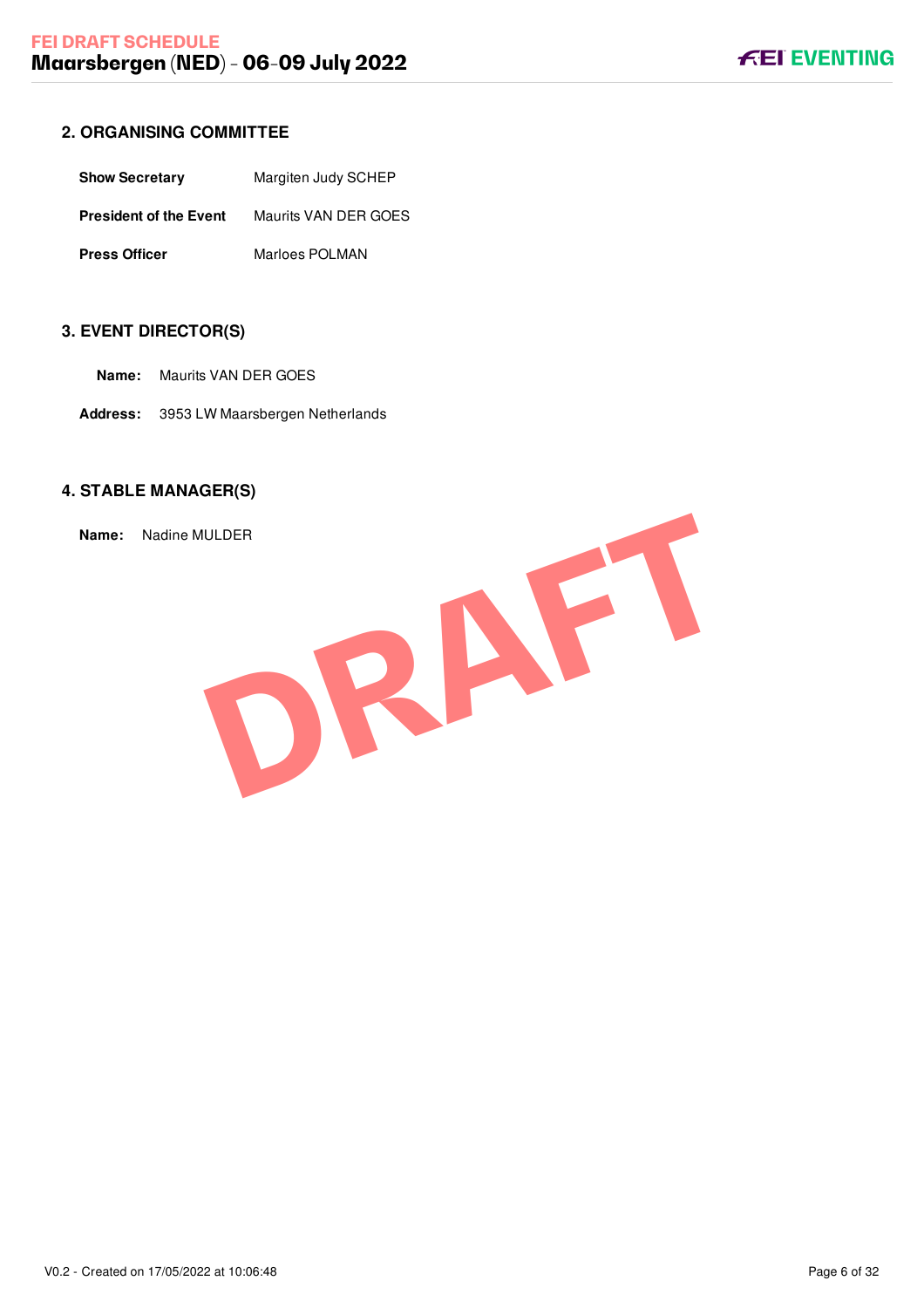## 2. ORGANISING COMMITTEE

| | |
|---|---|
| **Show Secretary** | Margiten Judy SCHEP |
| **President of the Event** | Maurits VAN DER GOES |
| **Press Officer** | Marloes POLMAN |

## 3. EVENT DIRECTOR(S)

**Name:** Maurits VAN DER GOES

**Address:** 3953 LW Maarsbergen Netherlands

## 4. STABLE MANAGER(S)

**Name:** Nadine MULDER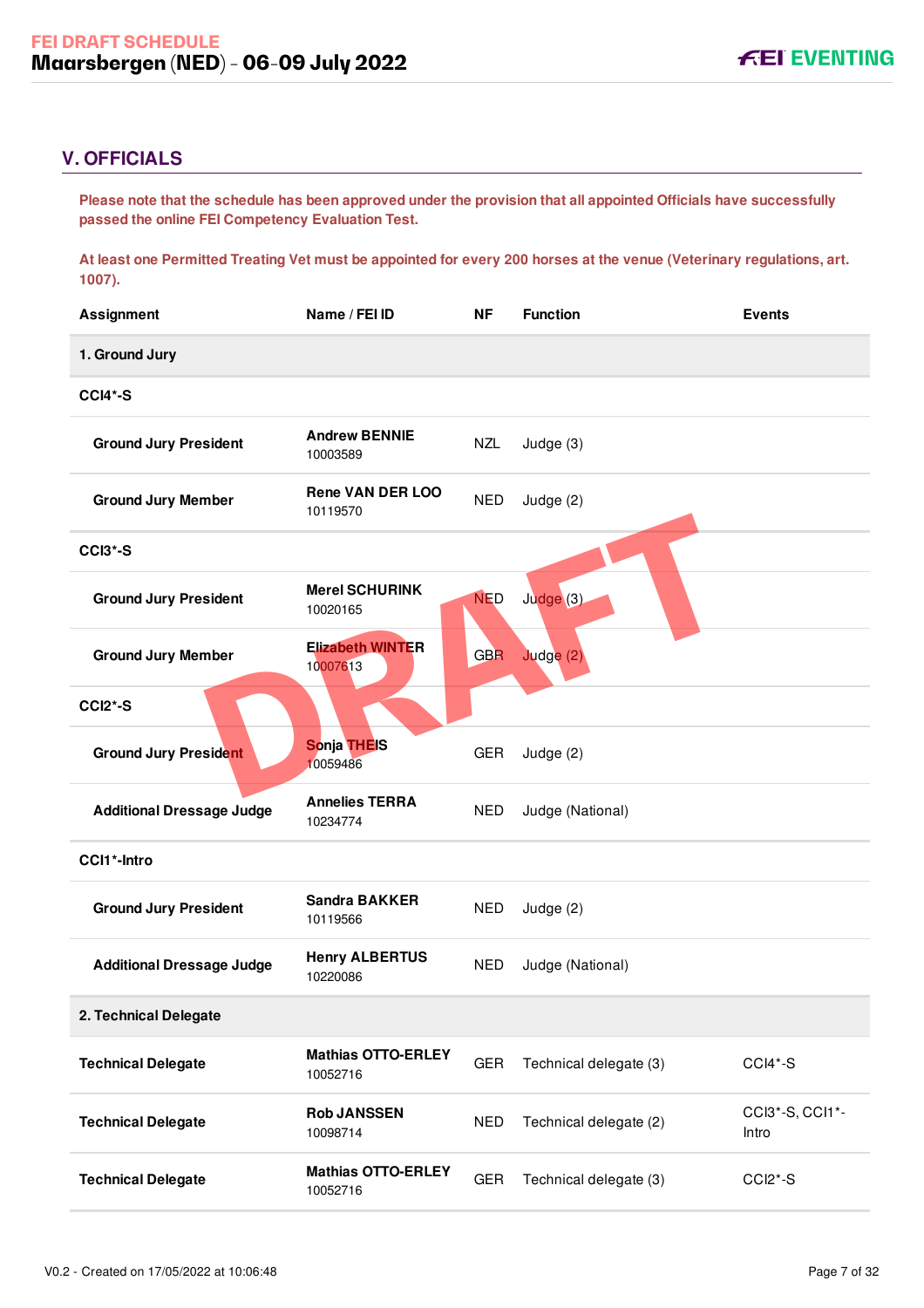## V. OFFICIALS

**Please note that the schedule has been approved under the provision that all appointed Officials have successfully passed the online FEI Competency Evaluation Test.**

**At least one Permitted Treating Vet must be appointed for every 200 horses at the venue (Veterinary regulations, art. 1007).**

| Assignment | Name / FEI ID | NF | Function | Events |
|---|---|---|---|---|
| **1. Ground Jury** | | | | |
| **CCI4*-S** | | | | |
| **Ground Jury President** | **Andrew BENNIE** 10003589 | NZL | Judge (3) | |
| **Ground Jury Member** | **Rene VAN DER LOO** 10119570 | NED | Judge (2) | |
| **CCI3*-S** | | | | |
| **Ground Jury President** | **Merel SCHURINK** 10020165 | NED | Judge (3) | |
| **Ground Jury Member** | **Elizabeth WINTER** 10007613 | GBR | Judge (2) | |
| **CCI2*-S** | | | | |
| **Ground Jury President** | **Sonja THEIS** 10059486 | GER | Judge (2) | |
| **Additional Dressage Judge** | **Annelies TERRA** 10234774 | NED | Judge (National) | |
| **CCI1*-Intro** | | | | |
| **Ground Jury President** | **Sandra BAKKER** 10119566 | NED | Judge (2) | |
| **Additional Dressage Judge** | **Henry ALBERTUS** 10220086 | NED | Judge (National) | |
| **2. Technical Delegate** | | | | |
| **Technical Delegate** | **Mathias OTTO-ERLEY** 10052716 | GER | Technical delegate (3) | CCI4*-S |
| **Technical Delegate** | **Rob JANSSEN** 10098714 | NED | Technical delegate (2) | CCI3*-S, CCI1*-Intro |
| **Technical Delegate** | **Mathias OTTO-ERLEY** 10052716 | GER | Technical delegate (3) | CCI2*-S |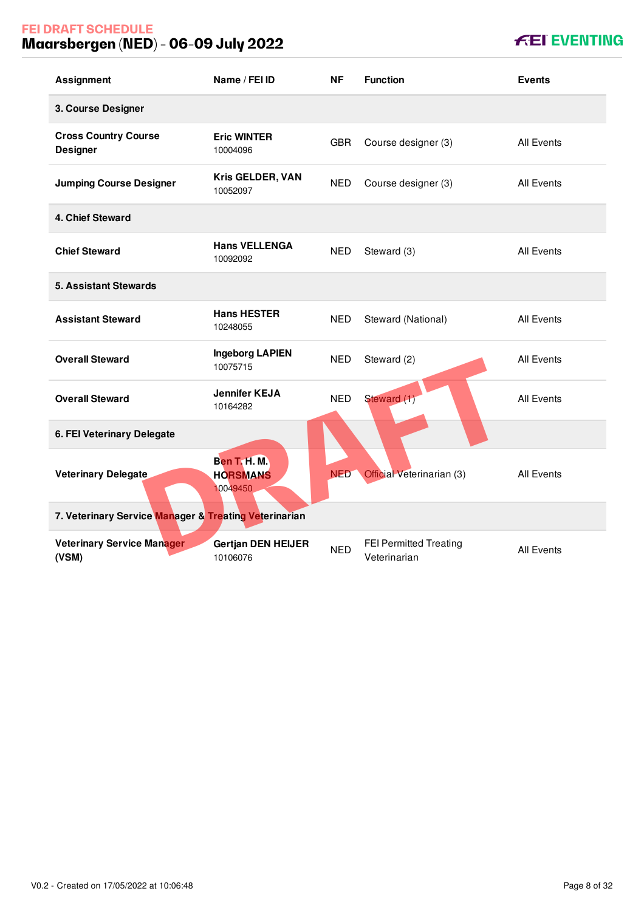| Assignment | Name / FEI ID | NF | Function | Events |
|---|---|---|---|---|
| **3. Course Designer** | | | | |
| **Cross Country Course Designer** | **Eric WINTER** 10004096 | GBR | Course designer (3) | All Events |
| **Jumping Course Designer** | **Kris GELDER, VAN** 10052097 | NED | Course designer (3) | All Events |
| **4. Chief Steward** | | | | |
| **Chief Steward** | **Hans VELLENGA** 10092092 | NED | Steward (3) | All Events |
| **5. Assistant Stewards** | | | | |
| **Assistant Steward** | **Hans HESTER** 10248055 | NED | Steward (National) | All Events |
| **Overall Steward** | **Ingeborg LAPIEN** 10075715 | NED | Steward (2) | All Events |
| **Overall Steward** | **Jennifer KEJA** 10164282 | NED | Steward (1) | All Events |
| **6. FEI Veterinary Delegate** | | | | |
| **Veterinary Delegate** | **Ben T. H. M. HORSMANS** 10049450 | NED | Official Veterinarian (3) | All Events |
| **7. Veterinary Service Manager & Treating Veterinarian** | | | | |
| **Veterinary Service Manager (VSM)** | **Gertjan DEN HEIJER** 10106076 | NED | FEI Permitted Treating Veterinarian | All Events |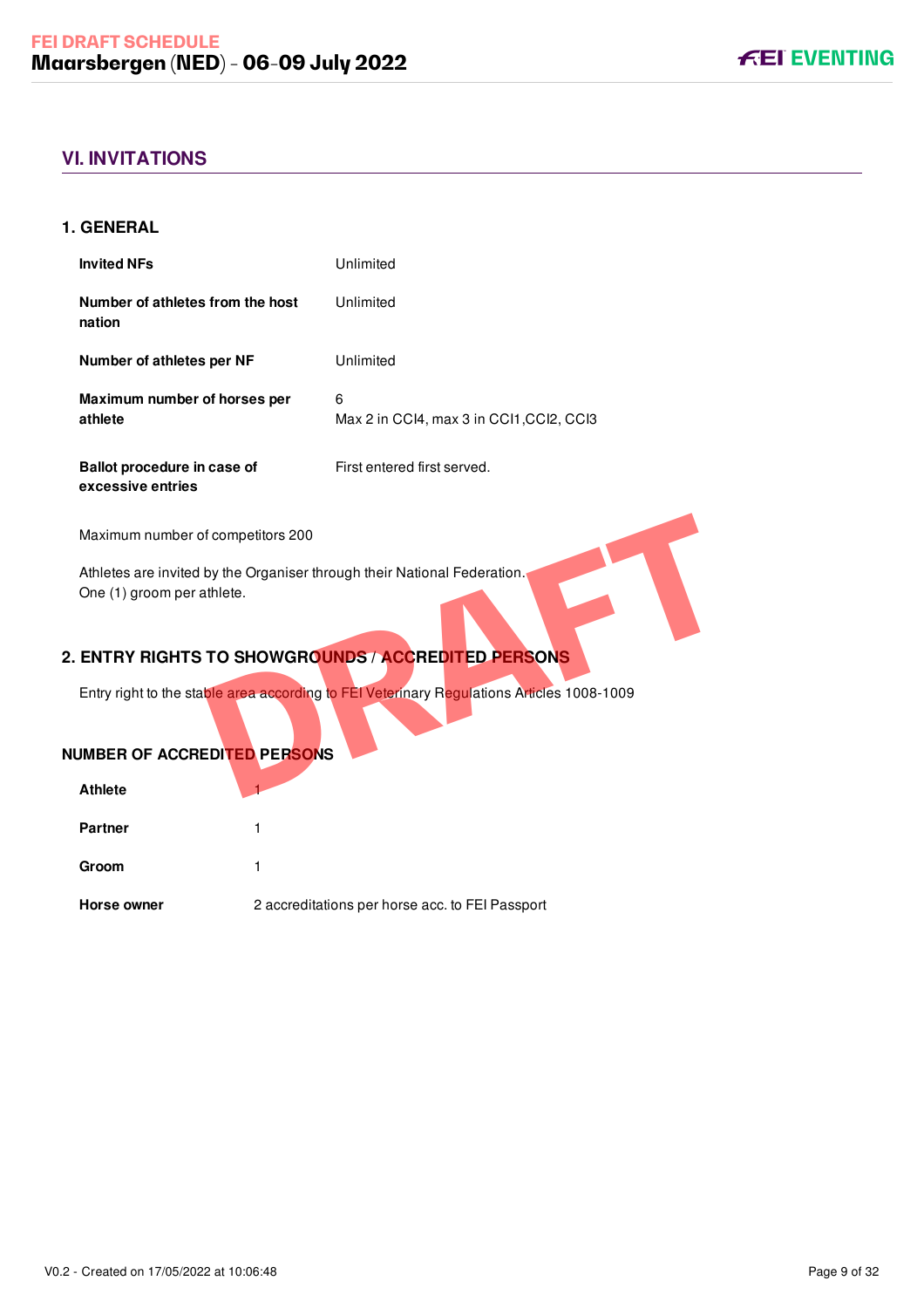## VI. INVITATIONS

### 1. GENERAL

| | |
|---|---|
| **Invited NFs** | Unlimited |
| **Number of athletes from the host nation** | Unlimited |
| **Number of athletes per NF** | Unlimited |
| **Maximum number of horses per athlete** | 6<br>Max 2 in CCI4, max 3 in CCI1,CCI2, CCI3 |
| **Ballot procedure in case of excessive entries** | First entered first served. |

Maximum number of competitors 200

Athletes are invited by the Organiser through their National Federation.
One (1) groom per athlete.

### 2. ENTRY RIGHTS TO SHOWGROUNDS / ACCREDITED PERSONS

Entry right to the stable area according to FEI Veterinary Regulations Articles 1008-1009

### NUMBER OF ACCREDITED PERSONS

| | |
|---|---|
| **Athlete** | 1 |
| **Partner** | 1 |
| **Groom** | 1 |
| **Horse owner** | 2 accreditations per horse acc. to FEI Passport |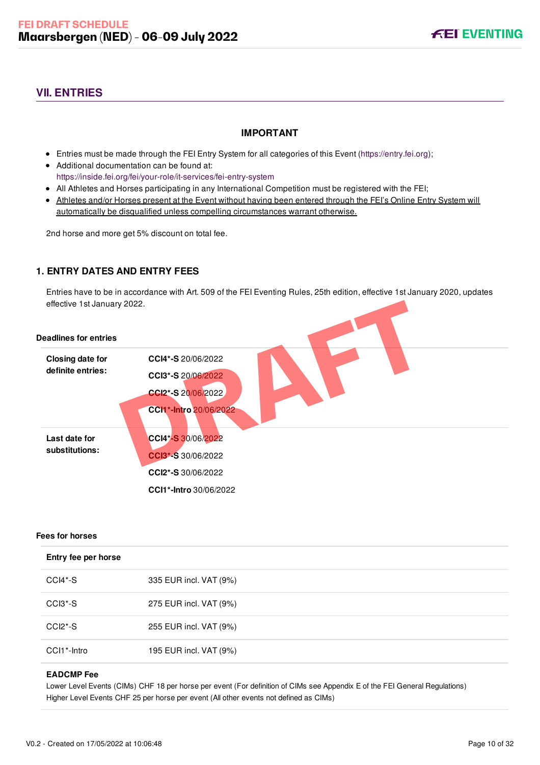## VII. ENTRIES

**IMPORTANT**

- Entries must be made through the FEI Entry System for all categories of this Event (https://entry.fei.org);
- Additional documentation can be found at: https://inside.fei.org/fei/your-role/it-services/fei-entry-system
- All Athletes and Horses participating in any International Competition must be registered with the FEI;
- Athletes and/or Horses present at the Event without having been entered through the FEI's Online Entry System will automatically be disqualified unless compelling circumstances warrant otherwise.

2nd horse and more get 5% discount on total fee.

### 1. ENTRY DATES AND ENTRY FEES

Entries have to be in accordance with Art. 509 of the FEI Eventing Rules, 25th edition, effective 1st January 2020, updates effective 1st January 2022.

**Deadlines for entries**

| | |
|---|---|
| **Closing date for definite entries:** | **CCI4*-S** 20/06/2022<br>**CCI3*-S** 20/06/2022<br>**CCI2*-S** 20/06/2022<br>**CCI1*-Intro** 20/06/2022 |
| **Last date for substitutions:** | **CCI4*-S** 30/06/2022<br>**CCI3*-S** 30/06/2022<br>**CCI2*-S** 30/06/2022<br>**CCI1*-Intro** 30/06/2022 |

**Fees for horses**

| **Entry fee per horse** | |
|---|---|
| CCI4*-S | 335 EUR incl. VAT (9%) |
| CCI3*-S | 275 EUR incl. VAT (9%) |
| CCI2*-S | 255 EUR incl. VAT (9%) |
| CCI1*-Intro | 195 EUR incl. VAT (9%) |

**EADCMP Fee**

Lower Level Events (CIMs) CHF 18 per horse per event (For definition of CIMs see Appendix E of the FEI General Regulations)
Higher Level Events CHF 25 per horse per event (All other events not defined as CIMs)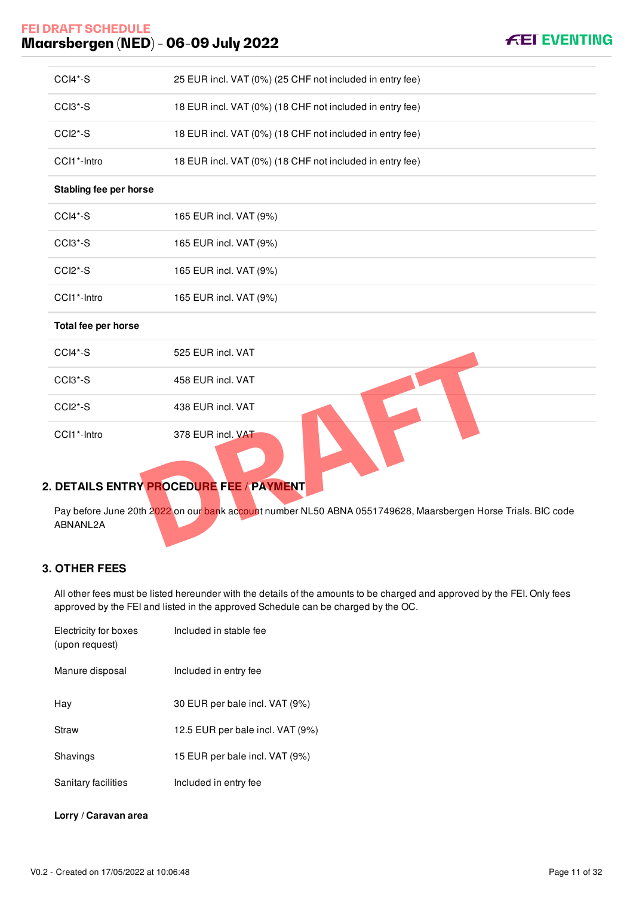| | |
|---|---|
| CCI4*-S | 25 EUR incl. VAT (0%) (25 CHF not included in entry fee) |
| CCI3*-S | 18 EUR incl. VAT (0%) (18 CHF not included in entry fee) |
| CCI2*-S | 18 EUR incl. VAT (0%) (18 CHF not included in entry fee) |
| CCI1*-Intro | 18 EUR incl. VAT (0%) (18 CHF not included in entry fee) |
| **Stabling fee per horse** | |
| CCI4*-S | 165 EUR incl. VAT (9%) |
| CCI3*-S | 165 EUR incl. VAT (9%) |
| CCI2*-S | 165 EUR incl. VAT (9%) |
| CCI1*-Intro | 165 EUR incl. VAT (9%) |
| **Total fee per horse** | |
| CCI4*-S | 525 EUR incl. VAT |
| CCI3*-S | 458 EUR incl. VAT |
| CCI2*-S | 438 EUR incl. VAT |
| CCI1*-Intro | 378 EUR incl. VAT |

## 2. DETAILS ENTRY PROCEDURE FEE / PAYMENT

Pay before June 20th 2022 on our bank account number NL50 ABNA 0551749628, Maarsbergen Horse Trials. BIC code ABNANL2A

## 3. OTHER FEES

All other fees must be listed hereunder with the details of the amounts to be charged and approved by the FEI. Only fees approved by the FEI and listed in the approved Schedule can be charged by the OC.

| | |
|---|---|
| Electricity for boxes (upon request) | Included in stable fee |
| Manure disposal | Included in entry fee |
| Hay | 30 EUR per bale incl. VAT (9%) |
| Straw | 12.5 EUR per bale incl. VAT (9%) |
| Shavings | 15 EUR per bale incl. VAT (9%) |
| Sanitary facilities | Included in entry fee |

**Lorry / Caravan area**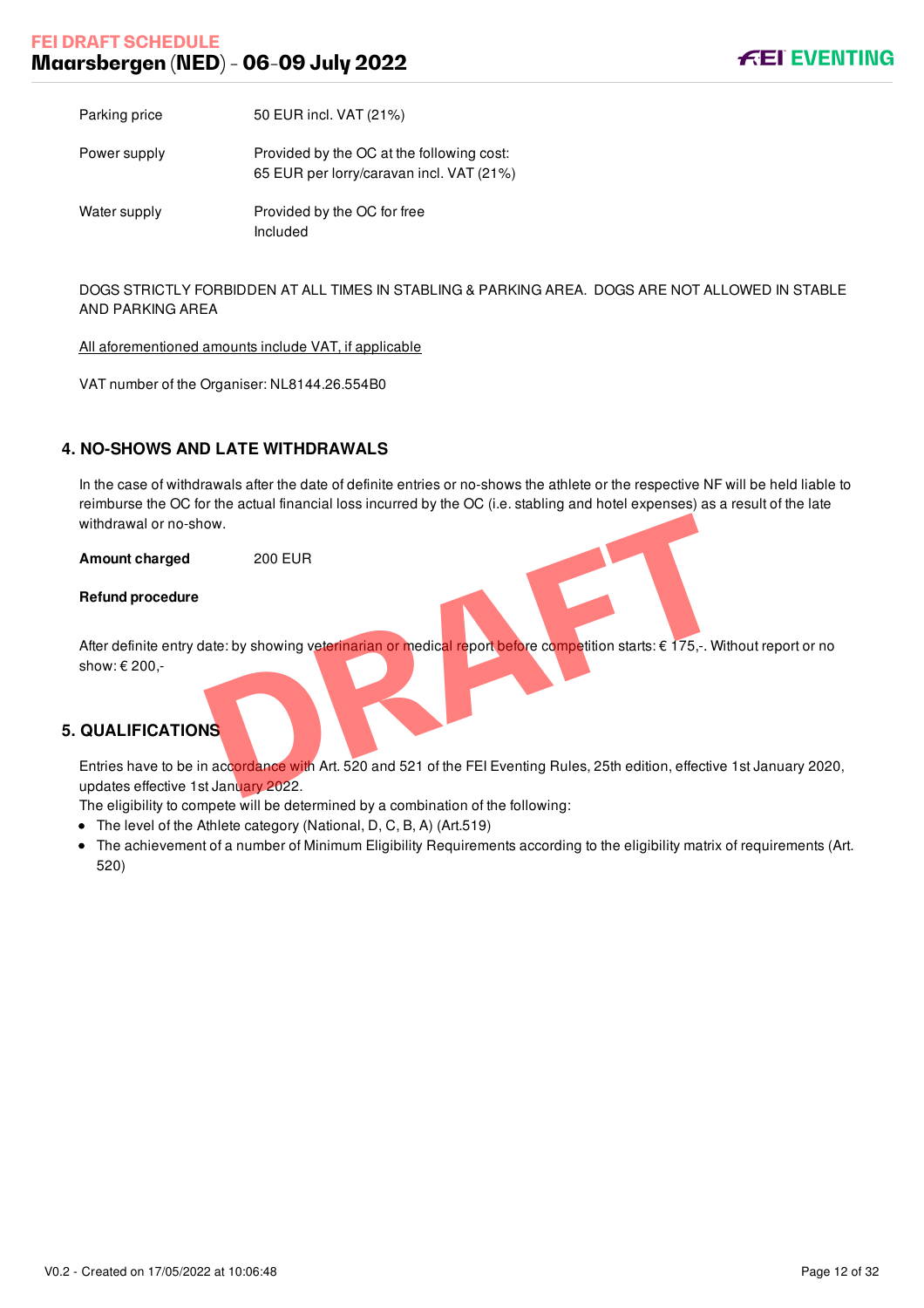| | |
|---|---|
| Parking price | 50 EUR incl. VAT (21%) |
| Power supply | Provided by the OC at the following cost:<br>65 EUR per lorry/caravan incl. VAT (21%) |
| Water supply | Provided by the OC for free<br>Included |

DOGS STRICTLY FORBIDDEN AT ALL TIMES IN STABLING & PARKING AREA. DOGS ARE NOT ALLOWED IN STABLE AND PARKING AREA

All aforementioned amounts include VAT, if applicable

VAT number of the Organiser: NL8144.26.554B0

## 4. NO-SHOWS AND LATE WITHDRAWALS

In the case of withdrawals after the date of definite entries or no-shows the athlete or the respective NF will be held liable to reimburse the OC for the actual financial loss incurred by the OC (i.e. stabling and hotel expenses) as a result of the late withdrawal or no-show.

**Amount charged** 200 EUR

**Refund procedure**

After definite entry date: by showing veterinarian or medical report before competition starts: € 175,-. Without report or no show: € 200,-

## 5. QUALIFICATIONS

Entries have to be in accordance with Art. 520 and 521 of the FEI Eventing Rules, 25th edition, effective 1st January 2020, updates effective 1st January 2022.

The eligibility to compete will be determined by a combination of the following:

- The level of the Athlete category (National, D, C, B, A) (Art.519)
- The achievement of a number of Minimum Eligibility Requirements according to the eligibility matrix of requirements (Art. 520)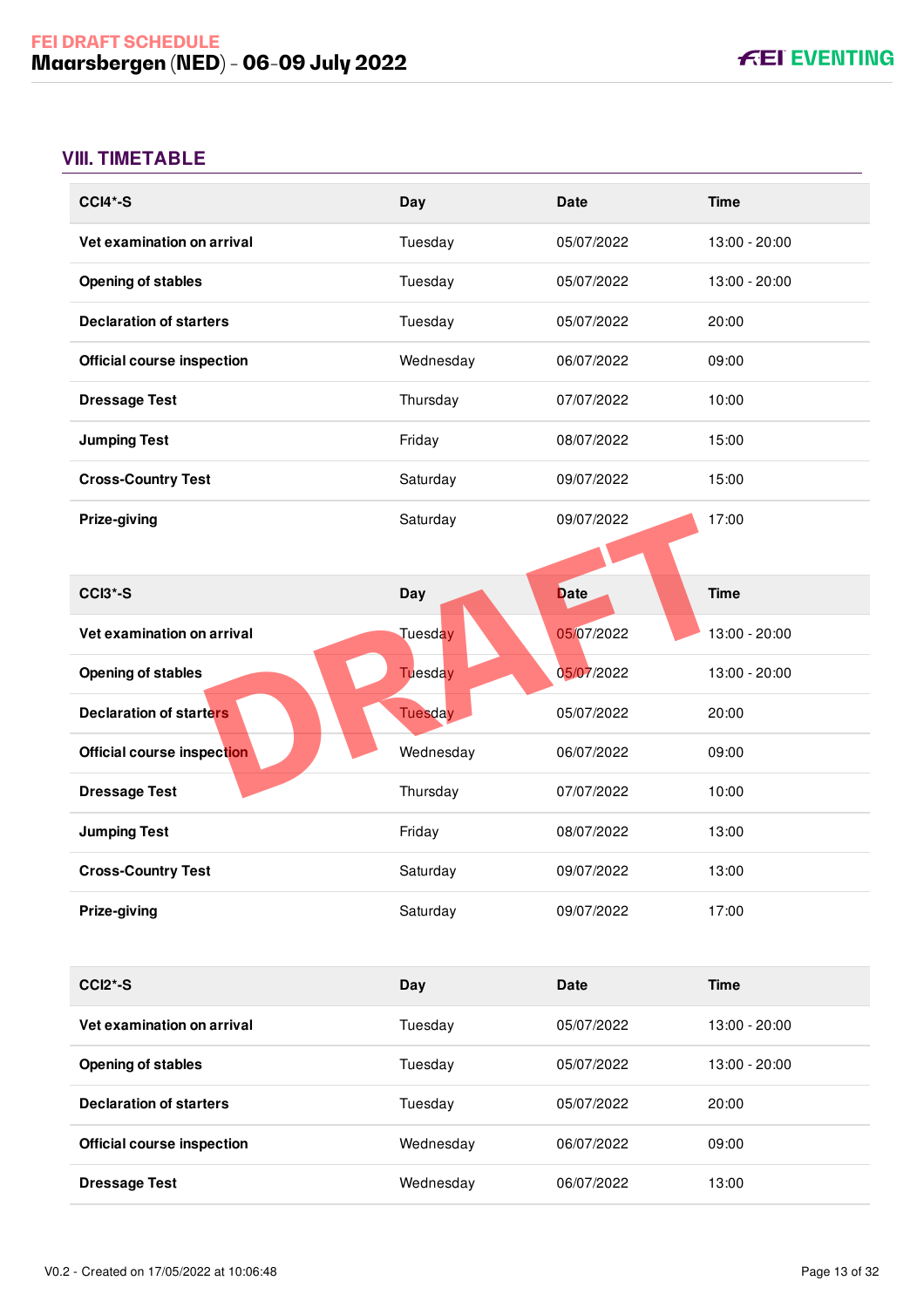## VIII. TIMETABLE

| CCI4*-S | Day | Date | Time |
|---|---|---|---|
| **Vet examination on arrival** | Tuesday | 05/07/2022 | 13:00 - 20:00 |
| **Opening of stables** | Tuesday | 05/07/2022 | 13:00 - 20:00 |
| **Declaration of starters** | Tuesday | 05/07/2022 | 20:00 |
| **Official course inspection** | Wednesday | 06/07/2022 | 09:00 |
| **Dressage Test** | Thursday | 07/07/2022 | 10:00 |
| **Jumping Test** | Friday | 08/07/2022 | 15:00 |
| **Cross-Country Test** | Saturday | 09/07/2022 | 15:00 |
| **Prize-giving** | Saturday | 09/07/2022 | 17:00 |

| CCI3*-S | Day | Date | Time |
|---|---|---|---|
| **Vet examination on arrival** | Tuesday | 05/07/2022 | 13:00 - 20:00 |
| **Opening of stables** | Tuesday | 05/07/2022 | 13:00 - 20:00 |
| **Declaration of starters** | Tuesday | 05/07/2022 | 20:00 |
| **Official course inspection** | Wednesday | 06/07/2022 | 09:00 |
| **Dressage Test** | Thursday | 07/07/2022 | 10:00 |
| **Jumping Test** | Friday | 08/07/2022 | 13:00 |
| **Cross-Country Test** | Saturday | 09/07/2022 | 13:00 |
| **Prize-giving** | Saturday | 09/07/2022 | 17:00 |

| CCI2*-S | Day | Date | Time |
|---|---|---|---|
| **Vet examination on arrival** | Tuesday | 05/07/2022 | 13:00 - 20:00 |
| **Opening of stables** | Tuesday | 05/07/2022 | 13:00 - 20:00 |
| **Declaration of starters** | Tuesday | 05/07/2022 | 20:00 |
| **Official course inspection** | Wednesday | 06/07/2022 | 09:00 |
| **Dressage Test** | Wednesday | 06/07/2022 | 13:00 |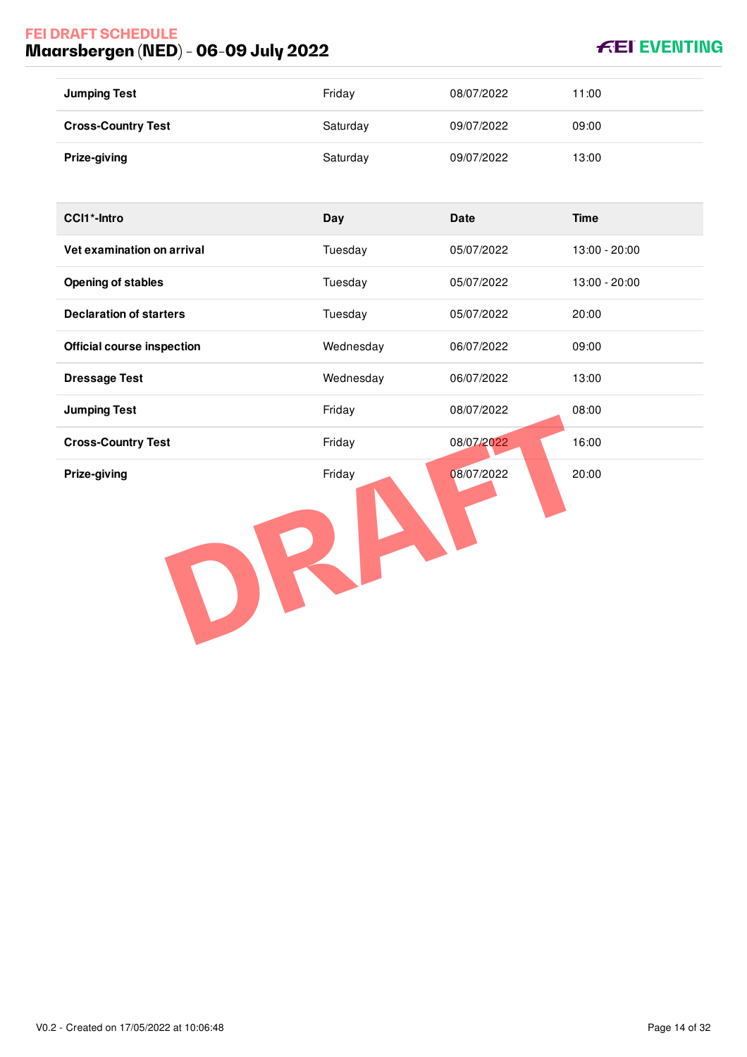| | | | |
|---|---|---|---|
| **Jumping Test** | Friday | 08/07/2022 | 11:00 |
| **Cross-Country Test** | Saturday | 09/07/2022 | 09:00 |
| **Prize-giving** | Saturday | 09/07/2022 | 13:00 |

| CCI1*-Intro | Day | Date | Time |
|---|---|---|---|
| **Vet examination on arrival** | Tuesday | 05/07/2022 | 13:00 - 20:00 |
| **Opening of stables** | Tuesday | 05/07/2022 | 13:00 - 20:00 |
| **Declaration of starters** | Tuesday | 05/07/2022 | 20:00 |
| **Official course inspection** | Wednesday | 06/07/2022 | 09:00 |
| **Dressage Test** | Wednesday | 06/07/2022 | 13:00 |
| **Jumping Test** | Friday | 08/07/2022 | 08:00 |
| **Cross-Country Test** | Friday | 08/07/2022 | 16:00 |
| **Prize-giving** | Friday | 08/07/2022 | 20:00 |

DRAFT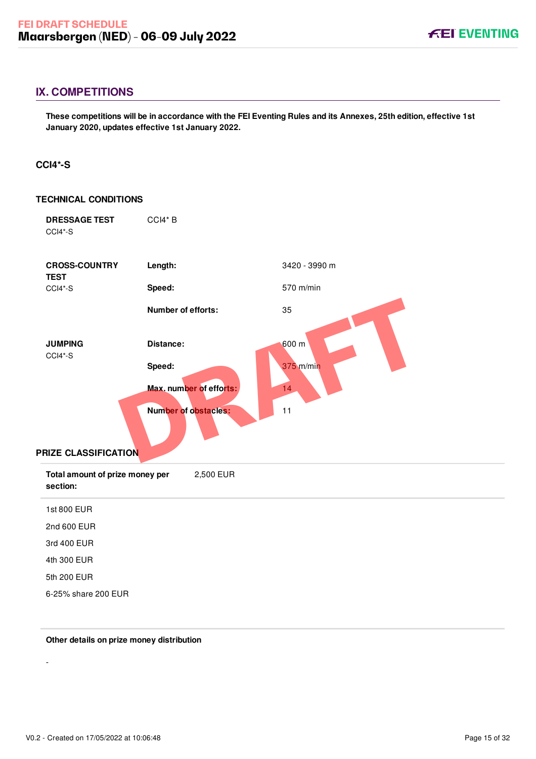## IX. COMPETITIONS

**These competitions will be in accordance with the FEI Eventing Rules and its Annexes, 25th edition, effective 1st January 2020, updates effective 1st January 2022.**

### CCI4*-S

#### TECHNICAL CONDITIONS

| | | |
|---|---|---|
| **DRESSAGE TEST** CCI4*-S | CCI4* B | |
| **CROSS-COUNTRY TEST** CCI4*-S | **Length:** | 3420 - 3990 m |
| | **Speed:** | 570 m/min |
| | **Number of efforts:** | 35 |
| **JUMPING** CCI4*-S | **Distance:** | 600 m |
| | **Speed:** | 375 m/min |
| | **Max. number of efforts:** | 14 |
| | **Number of obstacles:** | 11 |

#### PRIZE CLASSIFICATION

**Total amount of prize money per section:** 2,500 EUR

1st 800 EUR

2nd 600 EUR

3rd 400 EUR

4th 300 EUR

5th 200 EUR

6-25% share 200 EUR

**Other details on prize money distribution**

-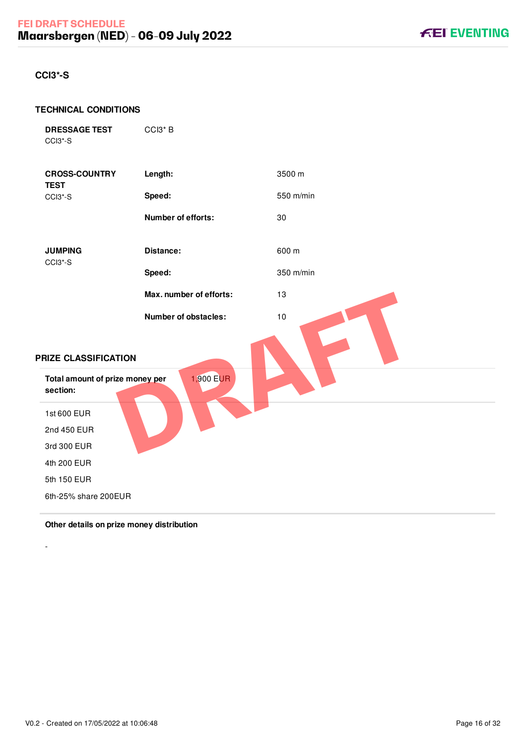## CCI3*-S

### TECHNICAL CONDITIONS

| | | |
|---|---|---|
| **DRESSAGE TEST** CCI3*-S | CCI3* B | |
| **CROSS-COUNTRY TEST** CCI3*-S | **Length:** | 3500 m |
| | **Speed:** | 550 m/min |
| | **Number of efforts:** | 30 |
| **JUMPING** CCI3*-S | **Distance:** | 600 m |
| | **Speed:** | 350 m/min |
| | **Max. number of efforts:** | 13 |
| | **Number of obstacles:** | 10 |

### PRIZE CLASSIFICATION

| | |
|---|---|
| **Total amount of prize money per section:** | 1,900 EUR |

1st 600 EUR

2nd 450 EUR

3rd 300 EUR

4th 200 EUR

5th 150 EUR

6th-25% share 200EUR

**Other details on prize money distribution**

-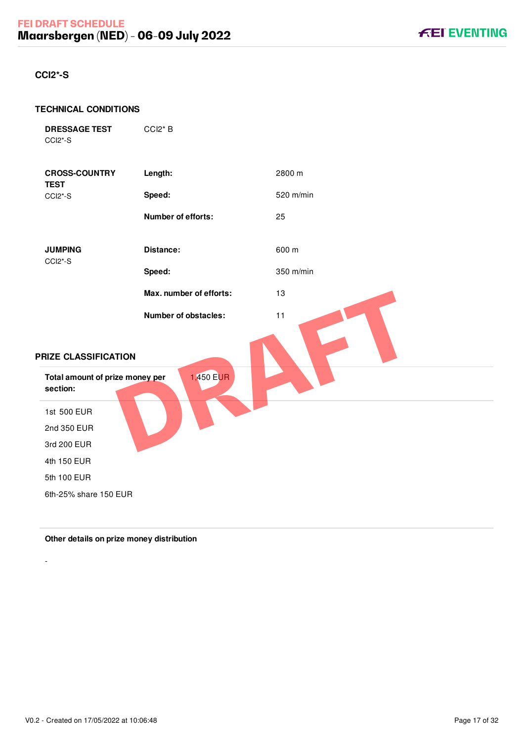## CCI2*-S

### TECHNICAL CONDITIONS

| | | |
|---|---|---|
| **DRESSAGE TEST** CCI2*-S | CCI2* B | |
| **CROSS-COUNTRY TEST** CCI2*-S | **Length:** | 2800 m |
| | **Speed:** | 520 m/min |
| | **Number of efforts:** | 25 |
| **JUMPING** CCI2*-S | **Distance:** | 600 m |
| | **Speed:** | 350 m/min |
| | **Max. number of efforts:** | 13 |
| | **Number of obstacles:** | 11 |

### PRIZE CLASSIFICATION

**Total amount of prize money per section:** 1,450 EUR

1st 500 EUR

2nd 350 EUR

3rd 200 EUR

4th 150 EUR

5th 100 EUR

6th-25% share 150 EUR

**Other details on prize money distribution**

-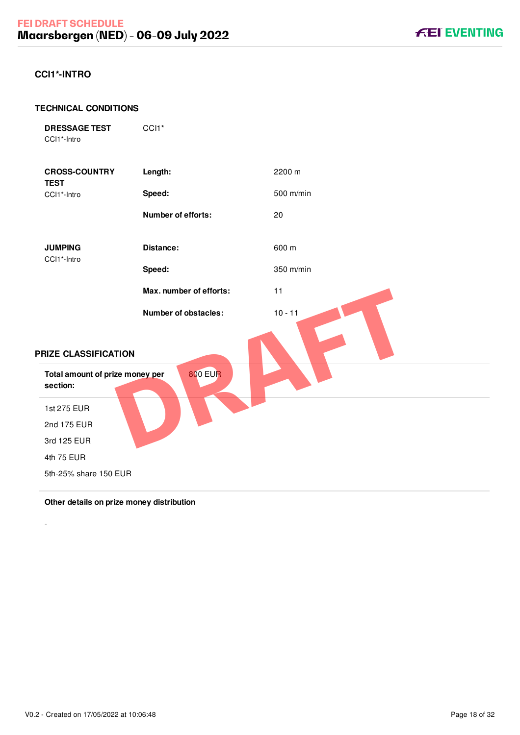## CCI1*-INTRO

### TECHNICAL CONDITIONS

| | | |
|---|---|---|
| **DRESSAGE TEST** CCI1*-Intro | CCI1* | |
| **CROSS-COUNTRY TEST** CCI1*-Intro | **Length:** | 2200 m |
| | **Speed:** | 500 m/min |
| | **Number of efforts:** | 20 |
| **JUMPING** CCI1*-Intro | **Distance:** | 600 m |
| | **Speed:** | 350 m/min |
| | **Max. number of efforts:** | 11 |
| | **Number of obstacles:** | 10 - 11 |

### PRIZE CLASSIFICATION

**Total amount of prize money per section:** 800 EUR

1st 275 EUR

2nd 175 EUR

3rd 125 EUR

4th 75 EUR

5th-25% share 150 EUR

**Other details on prize money distribution**

-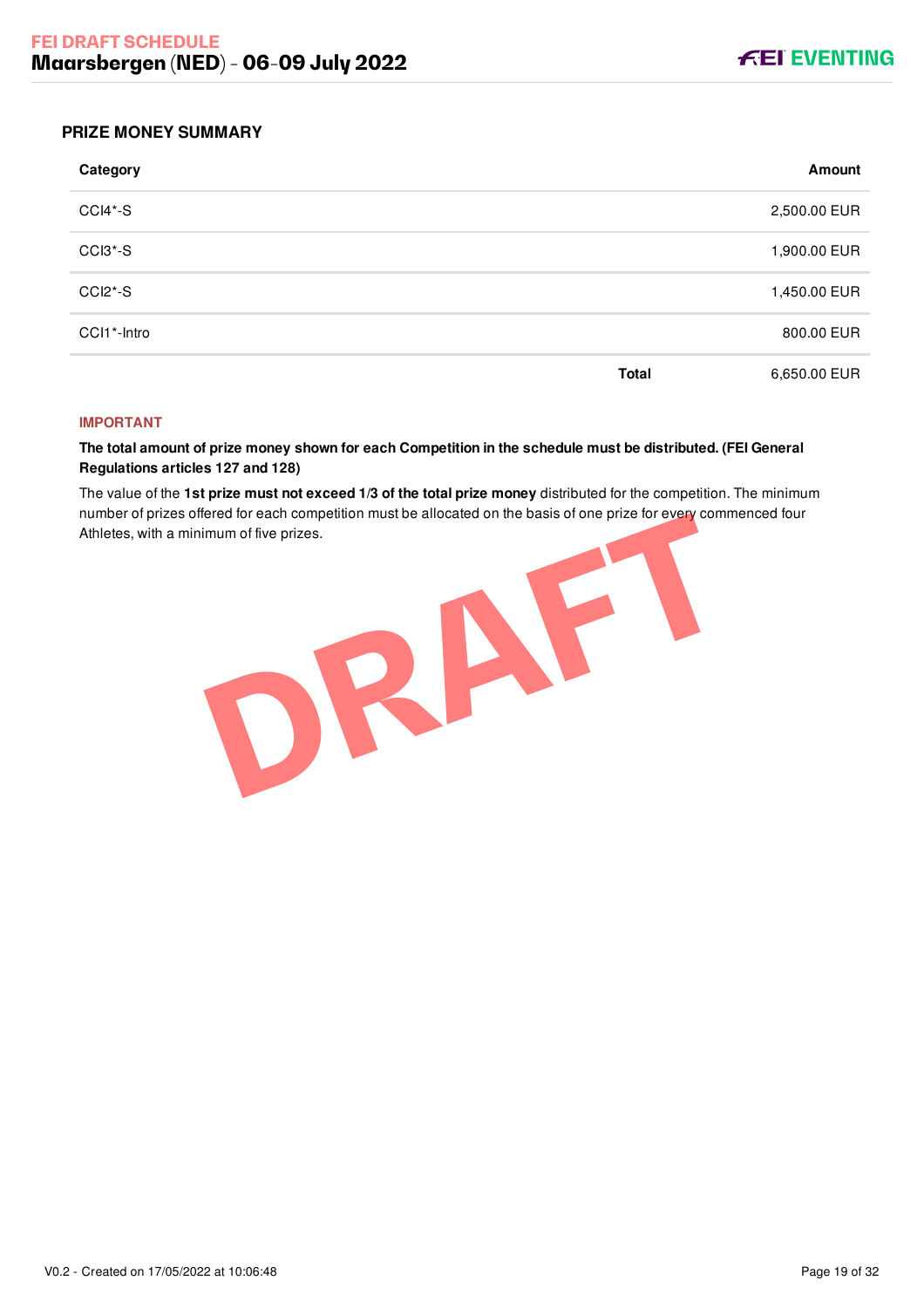## PRIZE MONEY SUMMARY

| Category | | Amount |
|---|---|---|
| CCI4*-S | | 2,500.00 EUR |
| CCI3*-S | | 1,900.00 EUR |
| CCI2*-S | | 1,450.00 EUR |
| CCI1*-Intro | | 800.00 EUR |
| | **Total** | 6,650.00 EUR |

**IMPORTANT**

**The total amount of prize money shown for each Competition in the schedule must be distributed. (FEI General Regulations articles 127 and 128)**

The value of the **1st prize must not exceed 1/3 of the total prize money** distributed for the competition. The minimum number of prizes offered for each competition must be allocated on the basis of one prize for every commenced four Athletes, with a minimum of five prizes.

DRAFT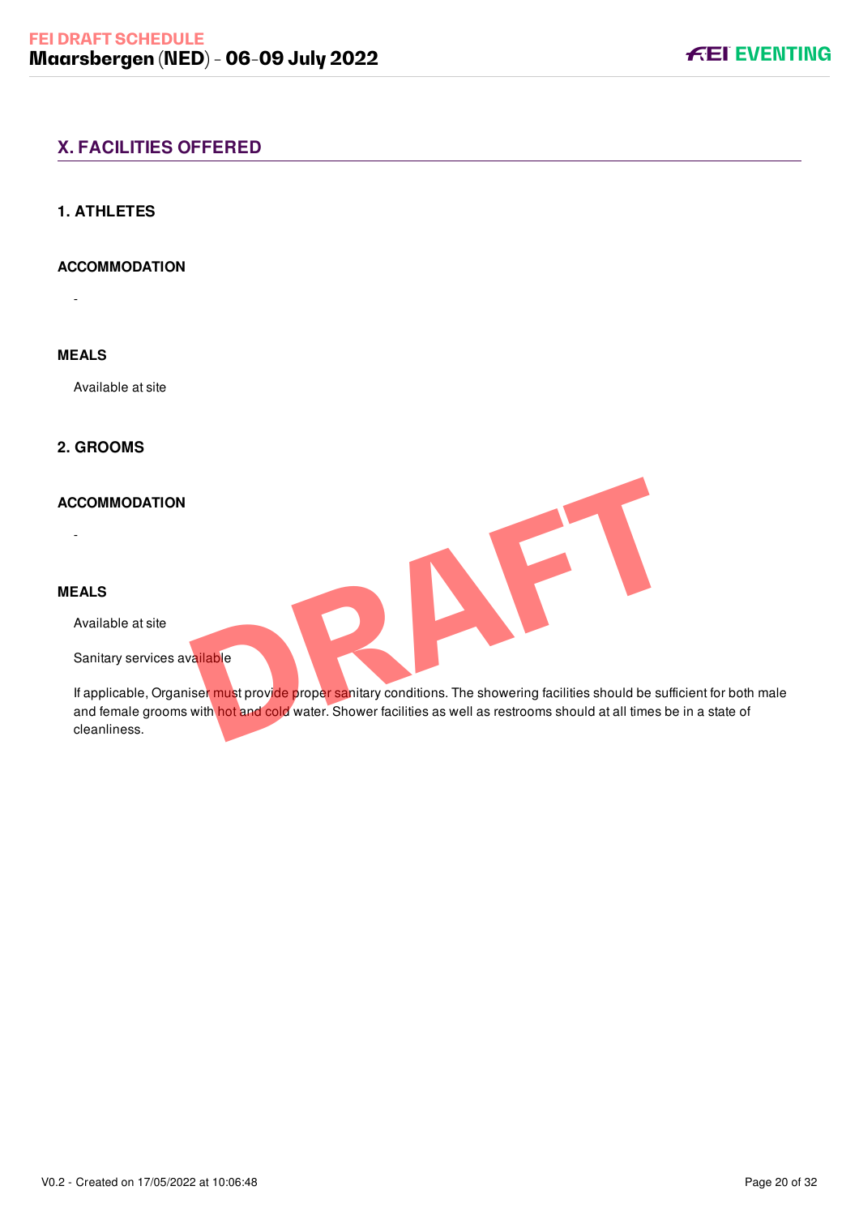## X. FACILITIES OFFERED

### 1. ATHLETES

#### ACCOMMODATION

-

#### MEALS

Available at site

### 2. GROOMS

#### ACCOMMODATION

-

#### MEALS

Available at site

Sanitary services available

If applicable, Organiser must provide proper sanitary conditions. The showering facilities should be sufficient for both male and female grooms with hot and cold water. Shower facilities as well as restrooms should at all times be in a state of cleanliness.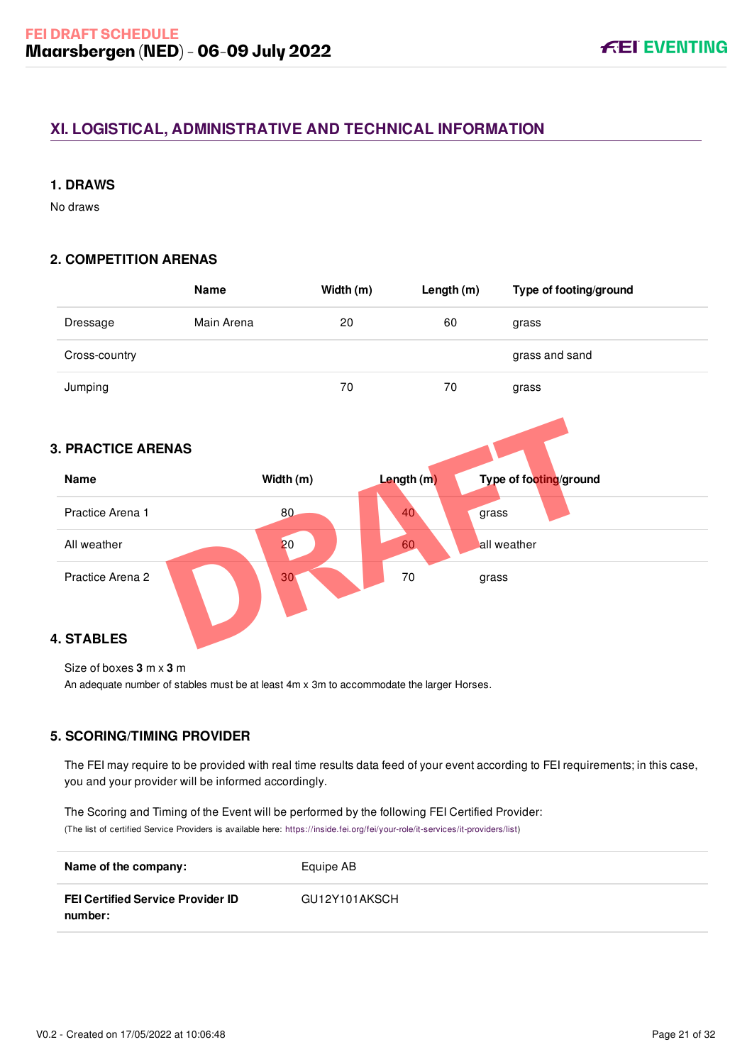## XI. LOGISTICAL, ADMINISTRATIVE AND TECHNICAL INFORMATION

### 1. DRAWS

No draws

### 2. COMPETITION ARENAS

| | Name | Width (m) | Length (m) | Type of footing/ground |
|---|---|---|---|---|
| Dressage | Main Arena | 20 | 60 | grass |
| Cross-country | | | | grass and sand |
| Jumping | | 70 | 70 | grass |

### 3. PRACTICE ARENAS

| Name | Width (m) | Length (m) | Type of footing/ground |
|---|---|---|---|
| Practice Arena 1 | 80 | 40 | grass |
| All weather | 20 | 60 | all weather |
| Practice Arena 2 | 30 | 70 | grass |

### 4. STABLES

Size of boxes **3** m x **3** m

An adequate number of stables must be at least 4m x 3m to accommodate the larger Horses.

### 5. SCORING/TIMING PROVIDER

The FEI may require to be provided with real time results data feed of your event according to FEI requirements; in this case, you and your provider will be informed accordingly.

The Scoring and Timing of the Event will be performed by the following FEI Certified Provider:

(The list of certified Service Providers is available here: https://inside.fei.org/fei/your-role/it-services/it-providers/list)

| | |
|---|---|
| **Name of the company:** | Equipe AB |
| **FEI Certified Service Provider ID number:** | GU12Y101AKSCH |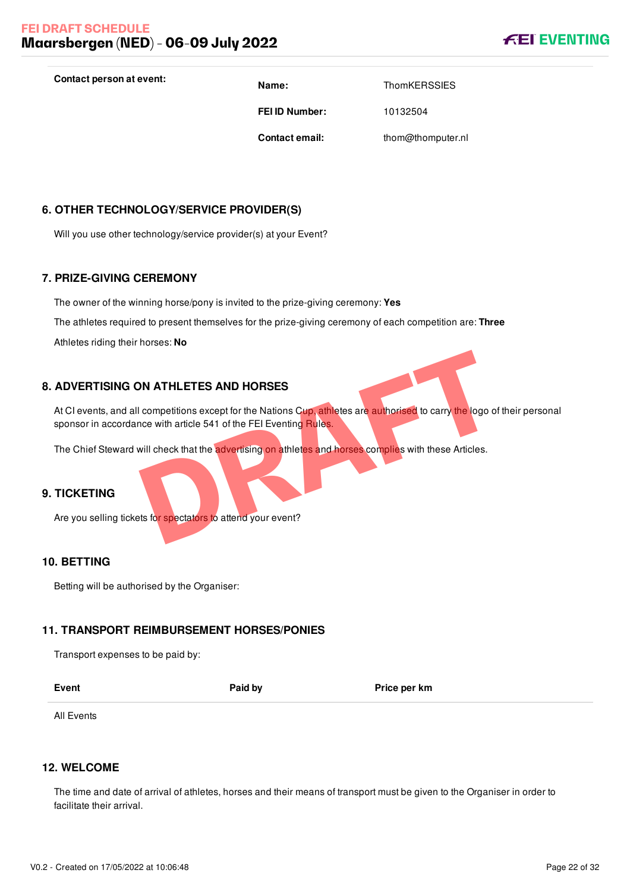**Contact person at event:**

| | | |
|---|---|---|
| | **Name:** | ThomKERSSIES |
| | **FEI ID Number:** | 10132504 |
| | **Contact email:** | thom@thomputer.nl |

## 6. OTHER TECHNOLOGY/SERVICE PROVIDER(S)

Will you use other technology/service provider(s) at your Event?

## 7. PRIZE-GIVING CEREMONY

The owner of the winning horse/pony is invited to the prize-giving ceremony: **Yes**

The athletes required to present themselves for the prize-giving ceremony of each competition are: **Three**

Athletes riding their horses: **No**

## 8. ADVERTISING ON ATHLETES AND HORSES

At CI events, and all competitions except for the Nations Cup, athletes are authorised to carry the logo of their personal sponsor in accordance with article 541 of the FEI Eventing Rules.

The Chief Steward will check that the advertising on athletes and horses complies with these Articles.

## 9. TICKETING

Are you selling tickets for spectators to attend your event?

## 10. BETTING

Betting will be authorised by the Organiser:

## 11. TRANSPORT REIMBURSEMENT HORSES/PONIES

Transport expenses to be paid by:

| Event | Paid by | Price per km |
|---|---|---|
| All Events | | |

## 12. WELCOME

The time and date of arrival of athletes, horses and their means of transport must be given to the Organiser in order to facilitate their arrival.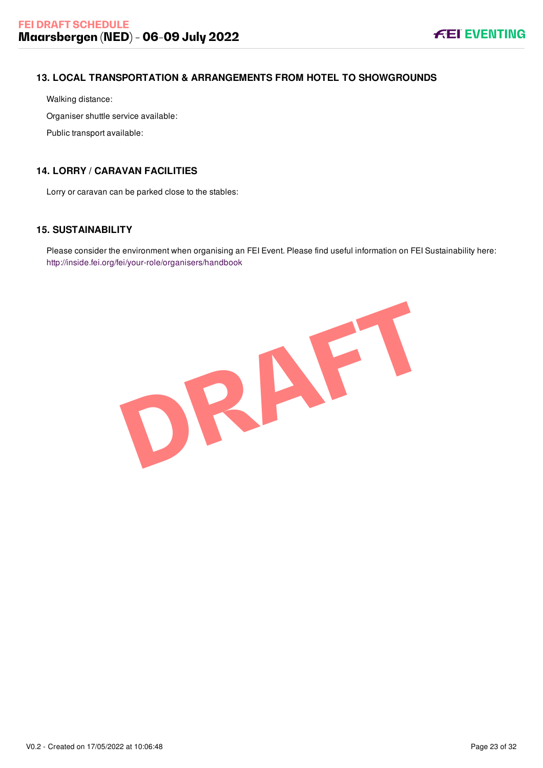## 13. LOCAL TRANSPORTATION & ARRANGEMENTS FROM HOTEL TO SHOWGROUNDS

Walking distance:

Organiser shuttle service available:

Public transport available:

## 14. LORRY / CARAVAN FACILITIES

Lorry or caravan can be parked close to the stables:

## 15. SUSTAINABILITY

Please consider the environment when organising an FEI Event. Please find useful information on FEI Sustainability here: http://inside.fei.org/fei/your-role/organisers/handbook

DRAFT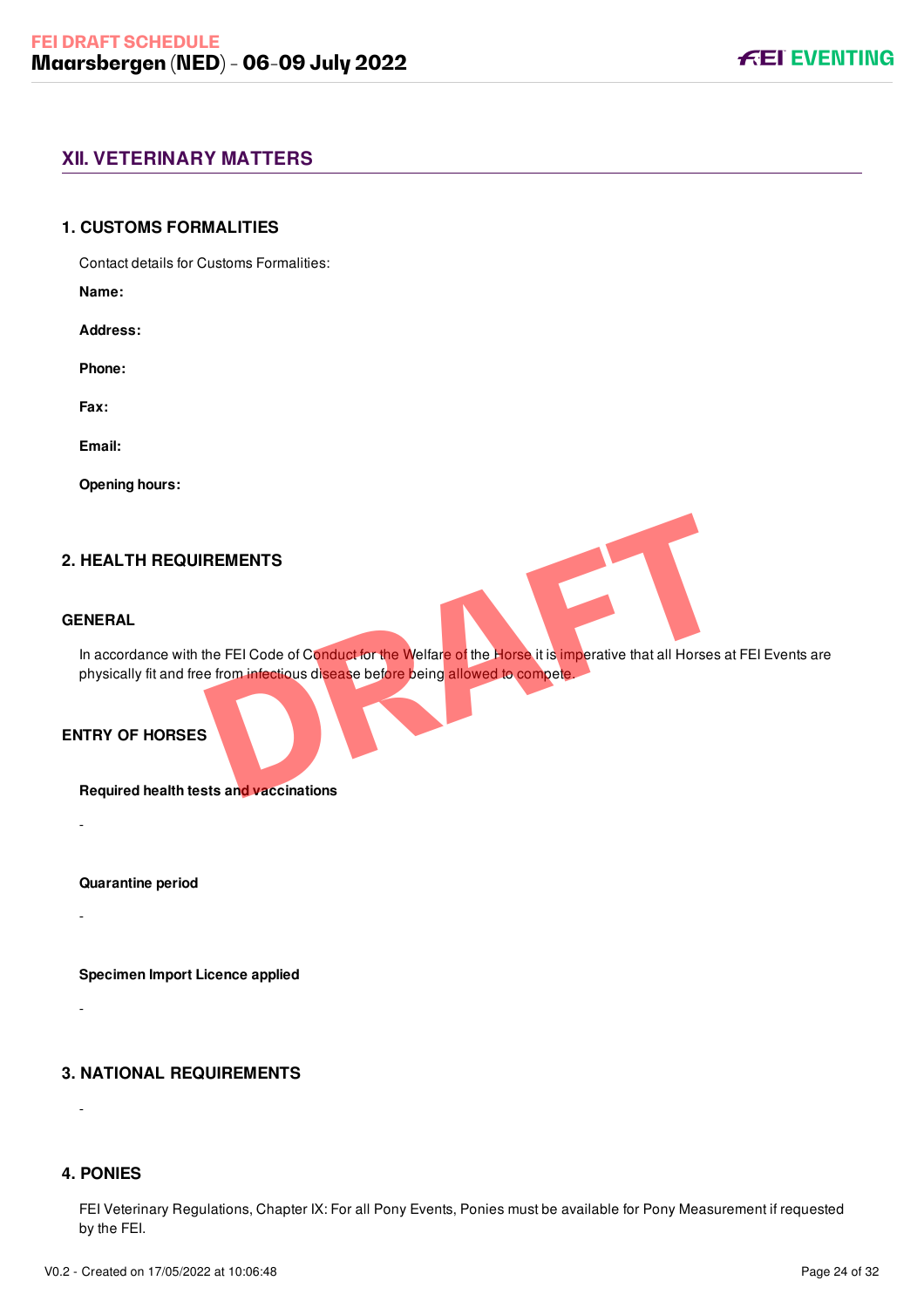## XII. VETERINARY MATTERS

### 1. CUSTOMS FORMALITIES

Contact details for Customs Formalities:

**Name:**

**Address:**

**Phone:**

**Fax:**

**Email:**

**Opening hours:**

### 2. HEALTH REQUIREMENTS

#### GENERAL

In accordance with the FEI Code of Conduct for the Welfare of the Horse it is imperative that all Horses at FEI Events are physically fit and free from infectious disease before being allowed to compete.

#### ENTRY OF HORSES

**Required health tests and vaccinations**

-

**Quarantine period**

-

**Specimen Import Licence applied**

-

### 3. NATIONAL REQUIREMENTS

-

### 4. PONIES

FEI Veterinary Regulations, Chapter IX: For all Pony Events, Ponies must be available for Pony Measurement if requested by the FEI.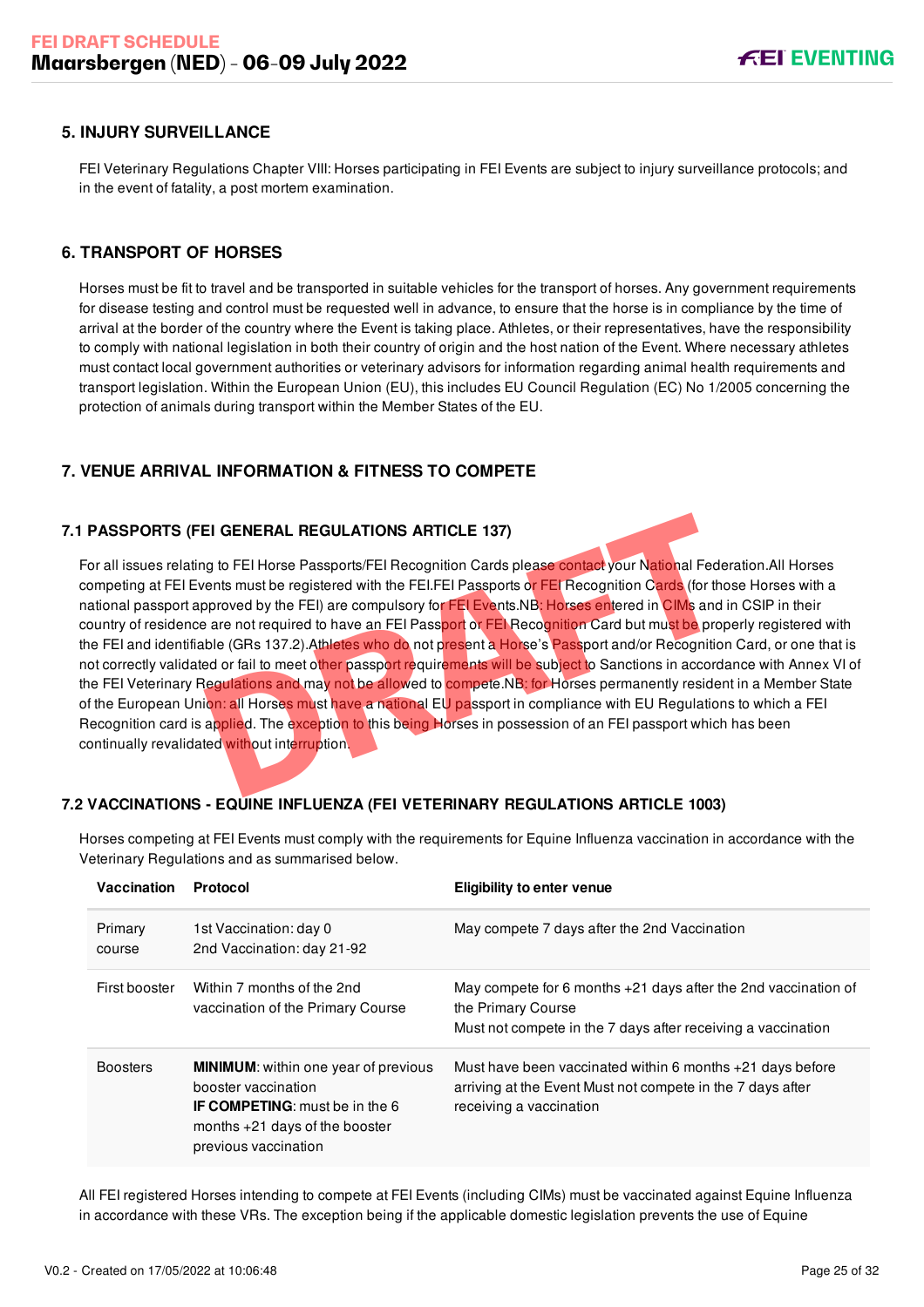## 5. INJURY SURVEILLANCE

FEI Veterinary Regulations Chapter VIII: Horses participating in FEI Events are subject to injury surveillance protocols; and in the event of fatality, a post mortem examination.

## 6. TRANSPORT OF HORSES

Horses must be fit to travel and be transported in suitable vehicles for the transport of horses. Any government requirements for disease testing and control must be requested well in advance, to ensure that the horse is in compliance by the time of arrival at the border of the country where the Event is taking place. Athletes, or their representatives, have the responsibility to comply with national legislation in both their country of origin and the host nation of the Event. Where necessary athletes must contact local government authorities or veterinary advisors for information regarding animal health requirements and transport legislation. Within the European Union (EU), this includes EU Council Regulation (EC) No 1/2005 concerning the protection of animals during transport within the Member States of the EU.

## 7. VENUE ARRIVAL INFORMATION & FITNESS TO COMPETE

### 7.1 PASSPORTS (FEI GENERAL REGULATIONS ARTICLE 137)

For all issues relating to FEI Horse Passports/FEI Recognition Cards please contact your National Federation.All Horses competing at FEI Events must be registered with the FEI.FEI Passports or FEI Recognition Cards (for those Horses with a national passport approved by the FEI) are compulsory for FEI Events.NB: Horses entered in CIMs and in CSIP in their country of residence are not required to have an FEI Passport or FEI Recognition Card but must be properly registered with the FEI and identifiable (GRs 137.2).Athletes who do not present a Horse's Passport and/or Recognition Card, or one that is not correctly validated or fail to meet other passport requirements will be subject to Sanctions in accordance with Annex VI of the FEI Veterinary Regulations and may not be allowed to compete.NB: for Horses permanently resident in a Member State of the European Union: all Horses must have a national EU passport in compliance with EU Regulations to which a FEI Recognition card is applied. The exception to this being Horses in possession of an FEI passport which has been continually revalidated without interruption.

### 7.2 VACCINATIONS - EQUINE INFLUENZA (FEI VETERINARY REGULATIONS ARTICLE 1003)

Horses competing at FEI Events must comply with the requirements for Equine Influenza vaccination in accordance with the Veterinary Regulations and as summarised below.

| Vaccination | Protocol | Eligibility to enter venue |
|---|---|---|
| Primary course | 1st Vaccination: day 0<br>2nd Vaccination: day 21-92 | May compete 7 days after the 2nd Vaccination |
| First booster | Within 7 months of the 2nd vaccination of the Primary Course | May compete for 6 months +21 days after the 2nd vaccination of the Primary Course<br>Must not compete in the 7 days after receiving a vaccination |
| Boosters | **MINIMUM**: within one year of previous booster vaccination<br>**IF COMPETING**: must be in the 6 months +21 days of the booster previous vaccination | Must have been vaccinated within 6 months +21 days before arriving at the Event Must not compete in the 7 days after receiving a vaccination |

All FEI registered Horses intending to compete at FEI Events (including CIMs) must be vaccinated against Equine Influenza in accordance with these VRs. The exception being if the applicable domestic legislation prevents the use of Equine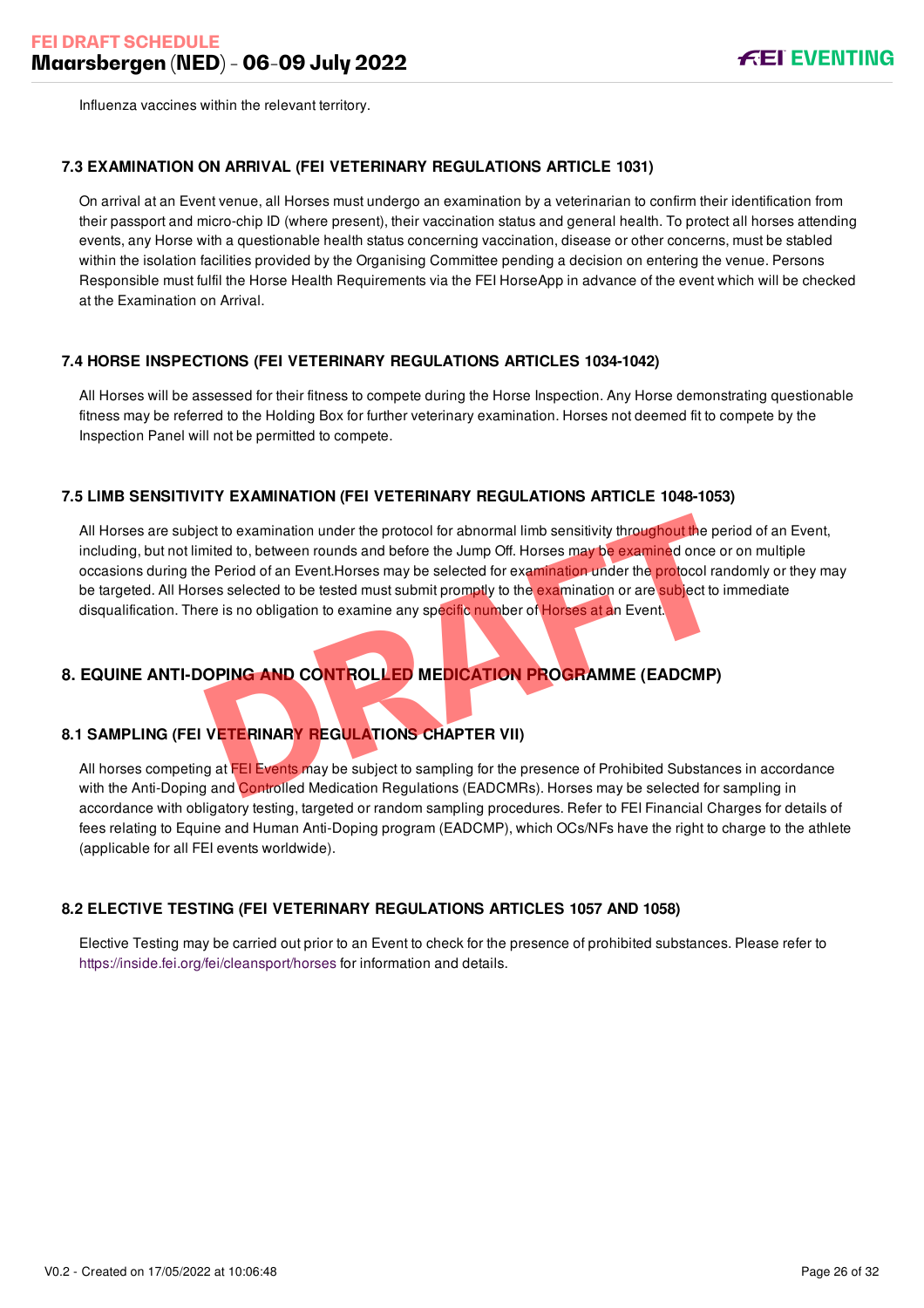Influenza vaccines within the relevant territory.

### 7.3 EXAMINATION ON ARRIVAL (FEI VETERINARY REGULATIONS ARTICLE 1031)

On arrival at an Event venue, all Horses must undergo an examination by a veterinarian to confirm their identification from their passport and micro-chip ID (where present), their vaccination status and general health. To protect all horses attending events, any Horse with a questionable health status concerning vaccination, disease or other concerns, must be stabled within the isolation facilities provided by the Organising Committee pending a decision on entering the venue. Persons Responsible must fulfil the Horse Health Requirements via the FEI HorseApp in advance of the event which will be checked at the Examination on Arrival.

### 7.4 HORSE INSPECTIONS (FEI VETERINARY REGULATIONS ARTICLES 1034-1042)

All Horses will be assessed for their fitness to compete during the Horse Inspection. Any Horse demonstrating questionable fitness may be referred to the Holding Box for further veterinary examination. Horses not deemed fit to compete by the Inspection Panel will not be permitted to compete.

### 7.5 LIMB SENSITIVITY EXAMINATION (FEI VETERINARY REGULATIONS ARTICLE 1048-1053)

All Horses are subject to examination under the protocol for abnormal limb sensitivity throughout the period of an Event, including, but not limited to, between rounds and before the Jump Off. Horses may be examined once or on multiple occasions during the Period of an Event.Horses may be selected for examination under the protocol randomly or they may be targeted. All Horses selected to be tested must submit promptly to the examination or are subject to immediate disqualification. There is no obligation to examine any specific number of Horses at an Event.

## 8. EQUINE ANTI-DOPING AND CONTROLLED MEDICATION PROGRAMME (EADCMP)

### 8.1 SAMPLING (FEI VETERINARY REGULATIONS CHAPTER VII)

All horses competing at FEI Events may be subject to sampling for the presence of Prohibited Substances in accordance with the Anti-Doping and Controlled Medication Regulations (EADCMRs). Horses may be selected for sampling in accordance with obligatory testing, targeted or random sampling procedures. Refer to FEI Financial Charges for details of fees relating to Equine and Human Anti-Doping program (EADCMP), which OCs/NFs have the right to charge to the athlete (applicable for all FEI events worldwide).

### 8.2 ELECTIVE TESTING (FEI VETERINARY REGULATIONS ARTICLES 1057 AND 1058)

Elective Testing may be carried out prior to an Event to check for the presence of prohibited substances. Please refer to https://inside.fei.org/fei/cleansport/horses for information and details.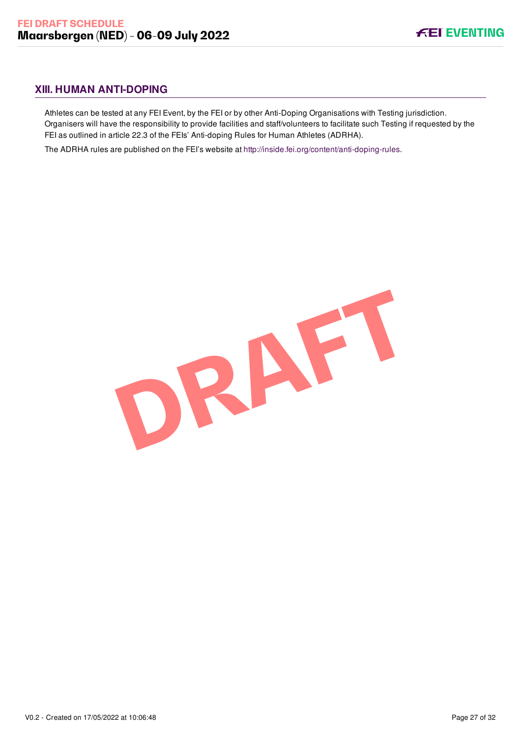## XIII. HUMAN ANTI-DOPING

Athletes can be tested at any FEI Event, by the FEI or by other Anti-Doping Organisations with Testing jurisdiction. Organisers will have the responsibility to provide facilities and staff/volunteers to facilitate such Testing if requested by the FEI as outlined in article 22.3 of the FEIs' Anti-doping Rules for Human Athletes (ADRHA).

The ADRHA rules are published on the FEI's website at http://inside.fei.org/content/anti-doping-rules.

DRAFT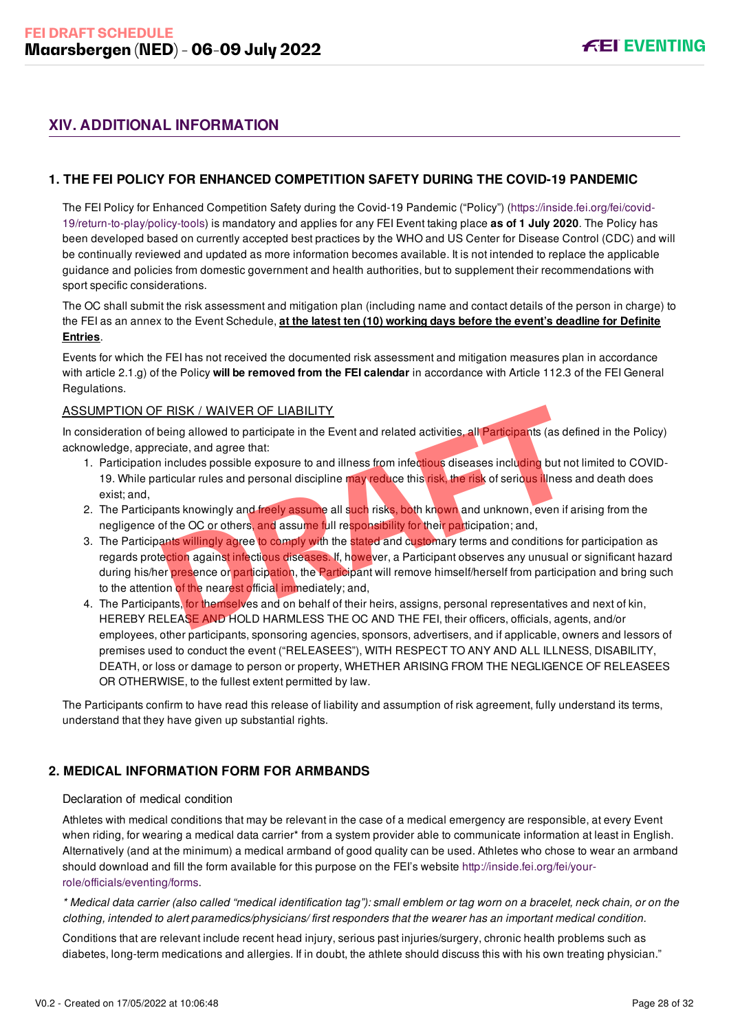## XIV. ADDITIONAL INFORMATION

### 1. THE FEI POLICY FOR ENHANCED COMPETITION SAFETY DURING THE COVID-19 PANDEMIC

The FEI Policy for Enhanced Competition Safety during the Covid-19 Pandemic ("Policy") (https://inside.fei.org/fei/covid-19/return-to-play/policy-tools) is mandatory and applies for any FEI Event taking place **as of 1 July 2020**. The Policy has been developed based on currently accepted best practices by the WHO and US Center for Disease Control (CDC) and will be continually reviewed and updated as more information becomes available. It is not intended to replace the applicable guidance and policies from domestic government and health authorities, but to supplement their recommendations with sport specific considerations.

The OC shall submit the risk assessment and mitigation plan (including name and contact details of the person in charge) to the FEI as an annex to the Event Schedule, **at the latest ten (10) working days before the event's deadline for Definite Entries**.

Events for which the FEI has not received the documented risk assessment and mitigation measures plan in accordance with article 2.1.g) of the Policy **will be removed from the FEI calendar** in accordance with Article 112.3 of the FEI General Regulations.

ASSUMPTION OF RISK / WAIVER OF LIABILITY

In consideration of being allowed to participate in the Event and related activities, all Participants (as defined in the Policy) acknowledge, appreciate, and agree that:

1. Participation includes possible exposure to and illness from infectious diseases including but not limited to COVID-19. While particular rules and personal discipline may reduce this risk, the risk of serious illness and death does exist; and,
2. The Participants knowingly and freely assume all such risks, both known and unknown, even if arising from the negligence of the OC or others, and assume full responsibility for their participation; and,
3. The Participants willingly agree to comply with the stated and customary terms and conditions for participation as regards protection against infectious diseases. If, however, a Participant observes any unusual or significant hazard during his/her presence or participation, the Participant will remove himself/herself from participation and bring such to the attention of the nearest official immediately; and,
4. The Participants, for themselves and on behalf of their heirs, assigns, personal representatives and next of kin, HEREBY RELEASE AND HOLD HARMLESS THE OC AND THE FEI, their officers, officials, agents, and/or employees, other participants, sponsoring agencies, sponsors, advertisers, and if applicable, owners and lessors of premises used to conduct the event ("RELEASEES"), WITH RESPECT TO ANY AND ALL ILLNESS, DISABILITY, DEATH, or loss or damage to person or property, WHETHER ARISING FROM THE NEGLIGENCE OF RELEASEES OR OTHERWISE, to the fullest extent permitted by law.

The Participants confirm to have read this release of liability and assumption of risk agreement, fully understand its terms, understand that they have given up substantial rights.

### 2. MEDICAL INFORMATION FORM FOR ARMBANDS

Declaration of medical condition

Athletes with medical conditions that may be relevant in the case of a medical emergency are responsible, at every Event when riding, for wearing a medical data carrier* from a system provider able to communicate information at least in English. Alternatively (and at the minimum) a medical armband of good quality can be used. Athletes who chose to wear an armband should download and fill the form available for this purpose on the FEI's website http://inside.fei.org/fei/your-role/officials/eventing/forms.

*\* Medical data carrier (also called "medical identification tag"): small emblem or tag worn on a bracelet, neck chain, or on the clothing, intended to alert paramedics/physicians/ first responders that the wearer has an important medical condition.*

Conditions that are relevant include recent head injury, serious past injuries/surgery, chronic health problems such as diabetes, long-term medications and allergies. If in doubt, the athlete should discuss this with his own treating physician."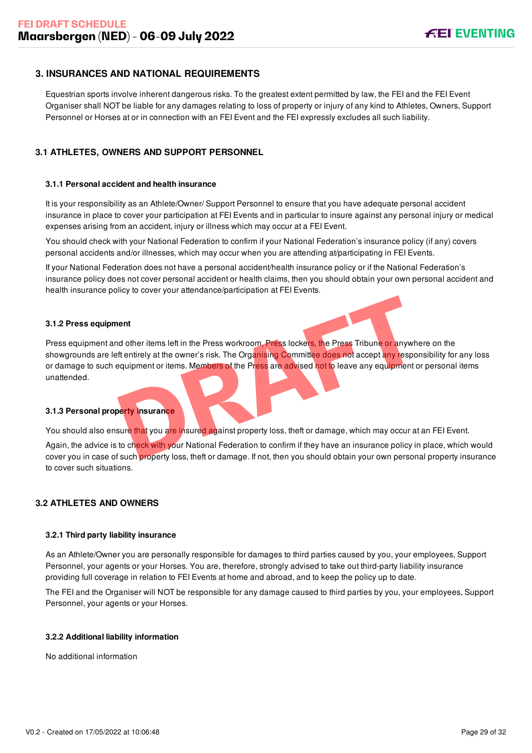## 3. INSURANCES AND NATIONAL REQUIREMENTS

Equestrian sports involve inherent dangerous risks. To the greatest extent permitted by law, the FEI and the FEI Event Organiser shall NOT be liable for any damages relating to loss of property or injury of any kind to Athletes, Owners, Support Personnel or Horses at or in connection with an FEI Event and the FEI expressly excludes all such liability.

### 3.1 ATHLETES, OWNERS AND SUPPORT PERSONNEL

#### 3.1.1 Personal accident and health insurance

It is your responsibility as an Athlete/Owner/ Support Personnel to ensure that you have adequate personal accident insurance in place to cover your participation at FEI Events and in particular to insure against any personal injury or medical expenses arising from an accident, injury or illness which may occur at a FEI Event.

You should check with your National Federation to confirm if your National Federation's insurance policy (if any) covers personal accidents and/or illnesses, which may occur when you are attending at/participating in FEI Events.

If your National Federation does not have a personal accident/health insurance policy or if the National Federation's insurance policy does not cover personal accident or health claims, then you should obtain your own personal accident and health insurance policy to cover your attendance/participation at FEI Events.

#### 3.1.2 Press equipment

Press equipment and other items left in the Press workroom, Press lockers, the Press Tribune or anywhere on the showgrounds are left entirely at the owner's risk. The Organising Committee does not accept any responsibility for any loss or damage to such equipment or items. Members of the Press are advised not to leave any equipment or personal items unattended.

#### 3.1.3 Personal property insurance

You should also ensure that you are insured against property loss, theft or damage, which may occur at an FEI Event.

Again, the advice is to check with your National Federation to confirm if they have an insurance policy in place, which would cover you in case of such property loss, theft or damage. If not, then you should obtain your own personal property insurance to cover such situations.

### 3.2 ATHLETES AND OWNERS

#### 3.2.1 Third party liability insurance

As an Athlete/Owner you are personally responsible for damages to third parties caused by you, your employees, Support Personnel, your agents or your Horses. You are, therefore, strongly advised to take out third-party liability insurance providing full coverage in relation to FEI Events at home and abroad, and to keep the policy up to date.

The FEI and the Organiser will NOT be responsible for any damage caused to third parties by you, your employees, Support Personnel, your agents or your Horses.

#### 3.2.2 Additional liability information

No additional information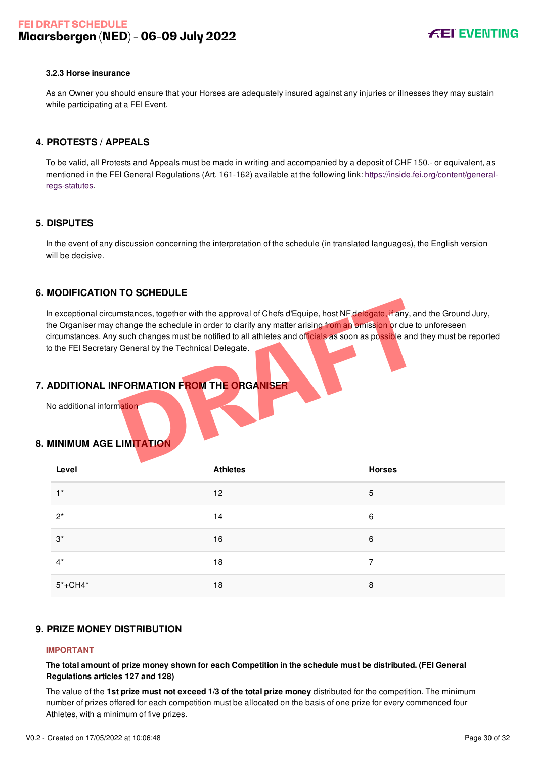#### 3.2.3 Horse insurance

As an Owner you should ensure that your Horses are adequately insured against any injuries or illnesses they may sustain while participating at a FEI Event.

## 4. PROTESTS / APPEALS

To be valid, all Protests and Appeals must be made in writing and accompanied by a deposit of CHF 150.- or equivalent, as mentioned in the FEI General Regulations (Art. 161-162) available at the following link: https://inside.fei.org/content/general-regs-statutes.

## 5. DISPUTES

In the event of any discussion concerning the interpretation of the schedule (in translated languages), the English version will be decisive.

## 6. MODIFICATION TO SCHEDULE

In exceptional circumstances, together with the approval of Chefs d'Equipe, host NF delegate, if any, and the Ground Jury, the Organiser may change the schedule in order to clarify any matter arising from an omission or due to unforeseen circumstances. Any such changes must be notified to all athletes and officials as soon as possible and they must be reported to the FEI Secretary General by the Technical Delegate.

## 7. ADDITIONAL INFORMATION FROM THE ORGANISER

No additional information

## 8. MINIMUM AGE LIMITATION

| Level | Athletes | Horses |
|---|---|---|
| 1* | 12 | 5 |
| 2* | 14 | 6 |
| 3* | 16 | 6 |
| 4* | 18 | 7 |
| 5*+CH4* | 18 | 8 |

## 9. PRIZE MONEY DISTRIBUTION

**IMPORTANT**

**The total amount of prize money shown for each Competition in the schedule must be distributed. (FEI General Regulations articles 127 and 128)**

The value of the **1st prize must not exceed 1/3 of the total prize money** distributed for the competition. The minimum number of prizes offered for each competition must be allocated on the basis of one prize for every commenced four Athletes, with a minimum of five prizes.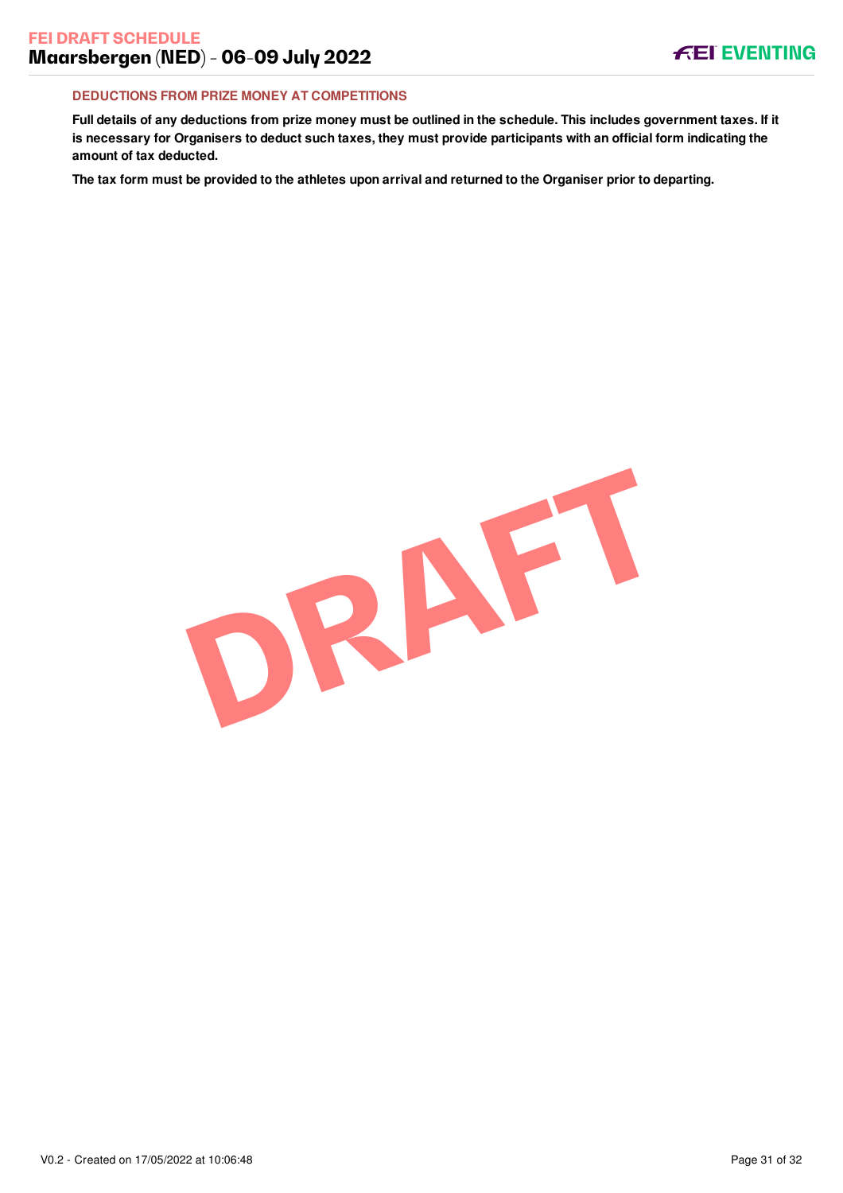## DEDUCTIONS FROM PRIZE MONEY AT COMPETITIONS

**Full details of any deductions from prize money must be outlined in the schedule. This includes government taxes. If it is necessary for Organisers to deduct such taxes, they must provide participants with an official form indicating the amount of tax deducted.**

**The tax form must be provided to the athletes upon arrival and returned to the Organiser prior to departing.**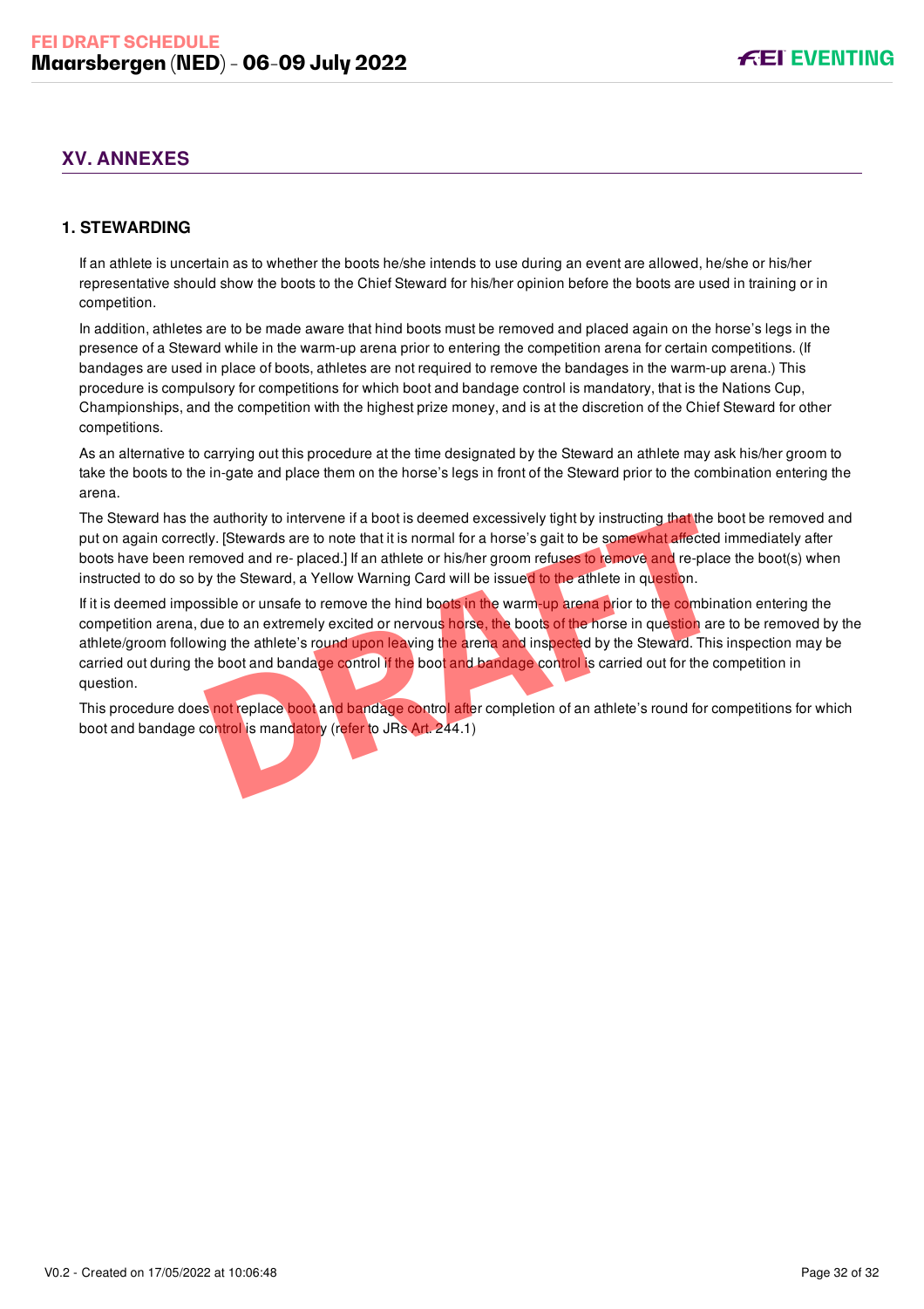## XV. ANNEXES

### 1. STEWARDING

If an athlete is uncertain as to whether the boots he/she intends to use during an event are allowed, he/she or his/her representative should show the boots to the Chief Steward for his/her opinion before the boots are used in training or in competition.

In addition, athletes are to be made aware that hind boots must be removed and placed again on the horse's legs in the presence of a Steward while in the warm-up arena prior to entering the competition arena for certain competitions. (If bandages are used in place of boots, athletes are not required to remove the bandages in the warm-up arena.) This procedure is compulsory for competitions for which boot and bandage control is mandatory, that is the Nations Cup, Championships, and the competition with the highest prize money, and is at the discretion of the Chief Steward for other competitions.

As an alternative to carrying out this procedure at the time designated by the Steward an athlete may ask his/her groom to take the boots to the in-gate and place them on the horse's legs in front of the Steward prior to the combination entering the arena.

The Steward has the authority to intervene if a boot is deemed excessively tight by instructing that the boot be removed and put on again correctly. [Stewards are to note that it is normal for a horse's gait to be somewhat affected immediately after boots have been removed and re- placed.] If an athlete or his/her groom refuses to remove and re-place the boot(s) when instructed to do so by the Steward, a Yellow Warning Card will be issued to the athlete in question.

If it is deemed impossible or unsafe to remove the hind boots in the warm-up arena prior to the combination entering the competition arena, due to an extremely excited or nervous horse, the boots of the horse in question are to be removed by the athlete/groom following the athlete's round upon leaving the arena and inspected by the Steward. This inspection may be carried out during the boot and bandage control if the boot and bandage control is carried out for the competition in question.

This procedure does not replace boot and bandage control after completion of an athlete's round for competitions for which boot and bandage control is mandatory (refer to JRs Art. 244.1)